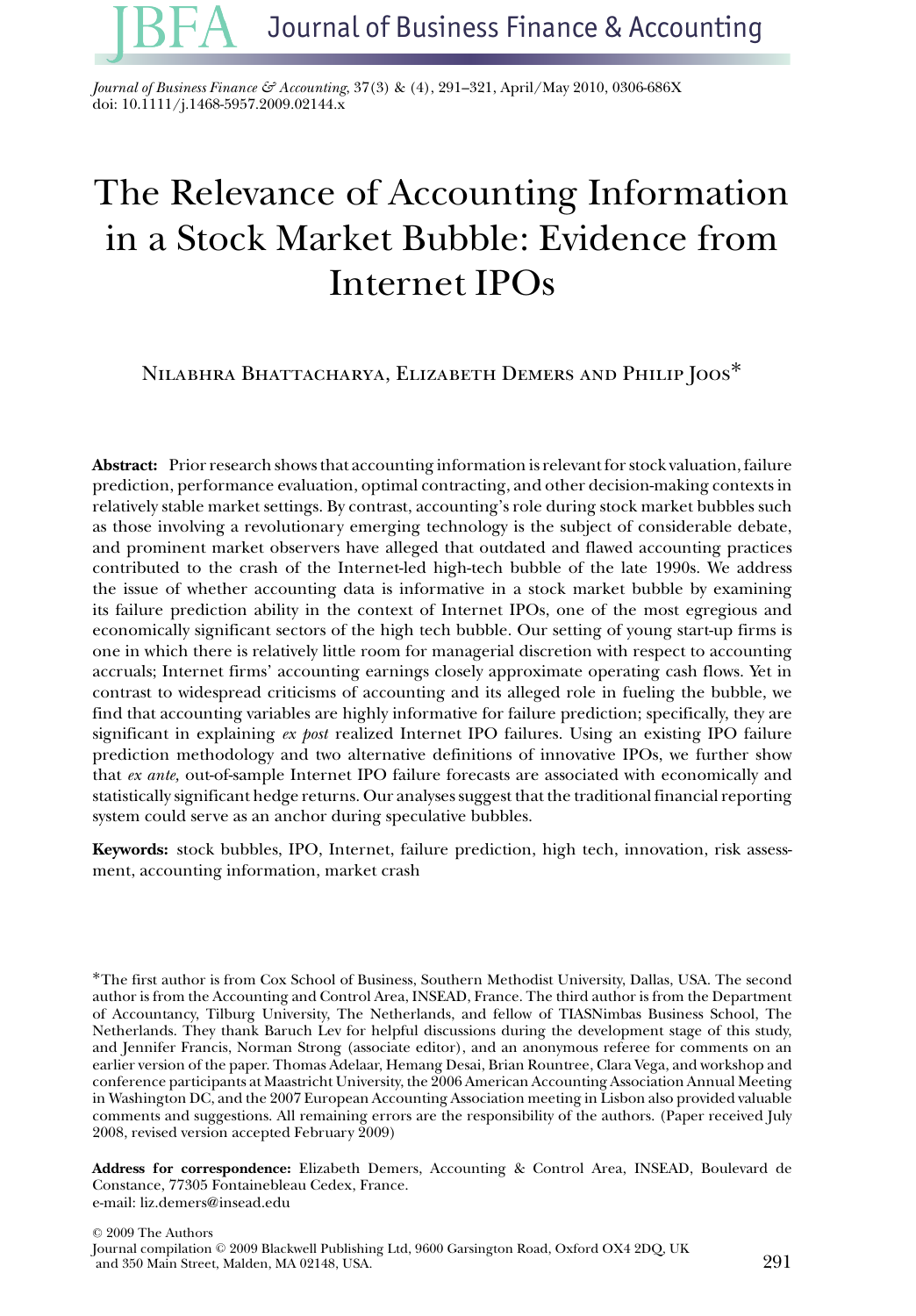# The Relevance of Accounting Information in a Stock Market Bubble: Evidence from Internet IPOs

Nilabhra Bhattacharya, Elizabeth Demers and Philip Joos*

**Abstract:** Prior research shows that accounting information is relevant for stock valuation, failure prediction, performance evaluation, optimal contracting, and other decision-making contexts in relatively stable market settings. By contrast, accounting's role during stock market bubbles such as those involving a revolutionary emerging technology is the subject of considerable debate, and prominent market observers have alleged that outdated and flawed accounting practices contributed to the crash of the Internet-led high-tech bubble of the late 1990s. We address the issue of whether accounting data is informative in a stock market bubble by examining its failure prediction ability in the context of Internet IPOs, one of the most egregious and economically significant sectors of the high tech bubble. Our setting of young start-up firms is one in which there is relatively little room for managerial discretion with respect to accounting accruals; Internet firms' accounting earnings closely approximate operating cash flows. Yet in contrast to widespread criticisms of accounting and its alleged role in fueling the bubble, we find that accounting variables are highly informative for failure prediction; specifically, they are significant in explaining *ex post* realized Internet IPO failures. Using an existing IPO failure prediction methodology and two alternative definitions of innovative IPOs, we further show that *ex ante,* out-of-sample Internet IPO failure forecasts are associated with economically and statistically significant hedge returns. Our analyses suggest that the traditional financial reporting system could serve as an anchor during speculative bubbles.

**Keywords:** stock bubbles, IPO, Internet, failure prediction, high tech, innovation, risk assessment, accounting information, market crash

*The first author is from Cox School of Business, Southern Methodist University, Dallas, USA. The second author is from the Accounting and Control Area, INSEAD, France. The third author is from the Department of Accountancy, Tilburg University, The Netherlands, and fellow of TIASNimbas Business School, The Netherlands. They thank Baruch Lev for helpful discussions during the development stage of this study, and Jennifer Francis, Norman Strong (associate editor), and an anonymous referee for comments on an earlier version of the paper. Thomas Adelaar, Hemang Desai, Brian Rountree, Clara Vega, and workshop and conference participants at Maastricht University, the 2006 American Accounting Association Annual Meeting in Washington DC, and the 2007 European Accounting Association meeting in Lisbon also provided valuable comments and suggestions. All remaining errors are the responsibility of the authors. (Paper received July 2008, revised version accepted February 2009)

**Address for correspondence:** Elizabeth Demers, Accounting & Control Area, INSEAD, Boulevard de Constance, 77305 Fontainebleau Cedex, France.
e-mail: liz.demers@insead.edu

© 2009 The Authors
Journal compilation © 2009 Blackwell Publishing Ltd, 9600 Garsington Road, Oxford OX4 2DQ, UK and 350 Main Street, Malden, MA 02148, USA.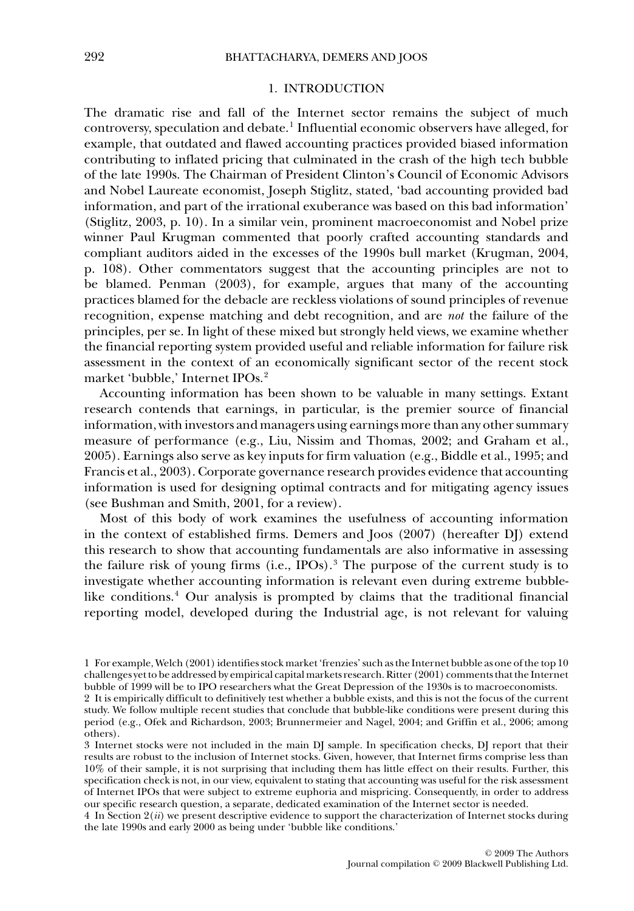## 1. INTRODUCTION

The dramatic rise and fall of the Internet sector remains the subject of much controversy, speculation and debate.[1] Influential economic observers have alleged, for example, that outdated and flawed accounting practices provided biased information contributing to inflated pricing that culminated in the crash of the high tech bubble of the late 1990s. The Chairman of President Clinton's Council of Economic Advisors and Nobel Laureate economist, Joseph Stiglitz, stated, 'bad accounting provided bad information, and part of the irrational exuberance was based on this bad information' (Stiglitz, 2003, p. 10). In a similar vein, prominent macroeconomist and Nobel prize winner Paul Krugman commented that poorly crafted accounting standards and compliant auditors aided in the excesses of the 1990s bull market (Krugman, 2004, p. 108). Other commentators suggest that the accounting principles are not to be blamed. Penman (2003), for example, argues that many of the accounting practices blamed for the debacle are reckless violations of sound principles of revenue recognition, expense matching and debt recognition, and are *not* the failure of the principles, per se. In light of these mixed but strongly held views, we examine whether the financial reporting system provided useful and reliable information for failure risk assessment in the context of an economically significant sector of the recent stock market 'bubble,' Internet IPOs.[2]

Accounting information has been shown to be valuable in many settings. Extant research contends that earnings, in particular, is the premier source of financial information, with investors and managers using earnings more than any other summary measure of performance (e.g., Liu, Nissim and Thomas, 2002; and Graham et al., 2005). Earnings also serve as key inputs for firm valuation (e.g., Biddle et al., 1995; and Francis et al., 2003). Corporate governance research provides evidence that accounting information is used for designing optimal contracts and for mitigating agency issues (see Bushman and Smith, 2001, for a review).

Most of this body of work examines the usefulness of accounting information in the context of established firms. Demers and Joos (2007) (hereafter DJ) extend this research to show that accounting fundamentals are also informative in assessing the failure risk of young firms (i.e., IPOs).[3] The purpose of the current study is to investigate whether accounting information is relevant even during extreme bubble-like conditions.[4] Our analysis is prompted by claims that the traditional financial reporting model, developed during the Industrial age, is not relevant for valuing

1 For example, Welch (2001) identifies stock market 'frenzies' such as the Internet bubble as one of the top 10 challenges yet to be addressed by empirical capital markets research. Ritter (2001) comments that the Internet bubble of 1999 will be to IPO researchers what the Great Depression of the 1930s is to macroeconomists.

2 It is empirically difficult to definitively test whether a bubble exists, and this is not the focus of the current study. We follow multiple recent studies that conclude that bubble-like conditions were present during this period (e.g., Ofek and Richardson, 2003; Brunnermeier and Nagel, 2004; and Griffin et al., 2006; among others).

3 Internet stocks were not included in the main DJ sample. In specification checks, DJ report that their results are robust to the inclusion of Internet stocks. Given, however, that Internet firms comprise less than 10% of their sample, it is not surprising that including them has little effect on their results. Further, this specification check is not, in our view, equivalent to stating that accounting was useful for the risk assessment of Internet IPOs that were subject to extreme euphoria and mispricing. Consequently, in order to address our specific research question, a separate, dedicated examination of the Internet sector is needed.

4 In Section 2(*ii*) we present descriptive evidence to support the characterization of Internet stocks during the late 1990s and early 2000 as being under 'bubble like conditions.'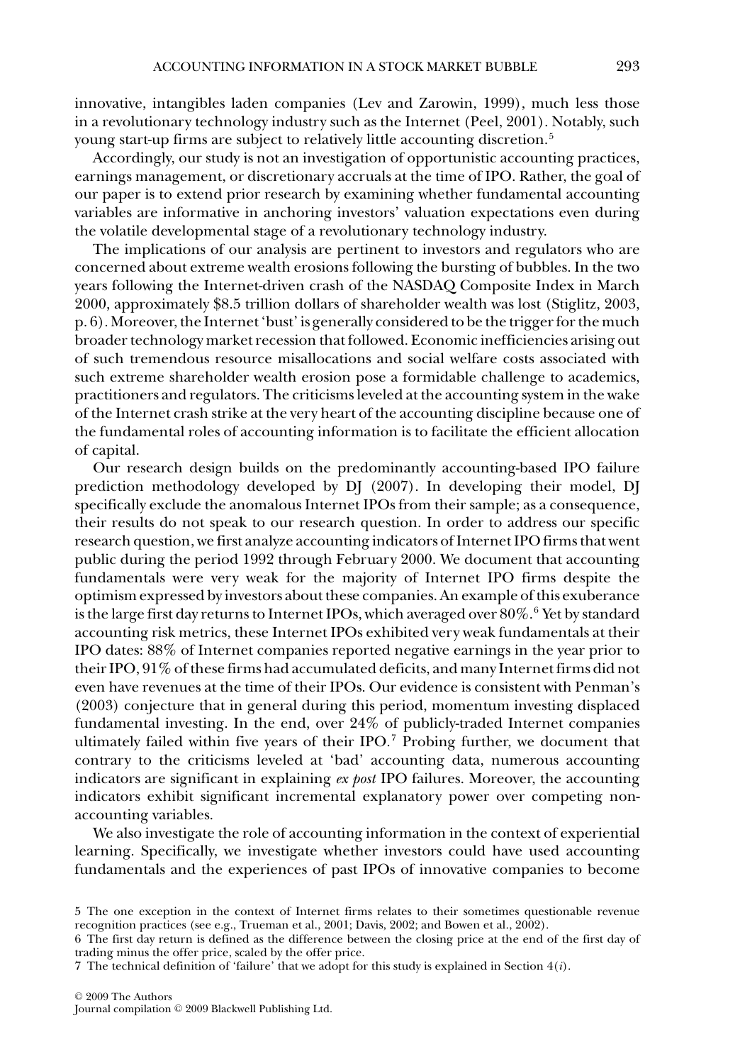innovative, intangibles laden companies (Lev and Zarowin, 1999), much less those in a revolutionary technology industry such as the Internet (Peel, 2001). Notably, such young start-up firms are subject to relatively little accounting discretion.[5]

Accordingly, our study is not an investigation of opportunistic accounting practices, earnings management, or discretionary accruals at the time of IPO. Rather, the goal of our paper is to extend prior research by examining whether fundamental accounting variables are informative in anchoring investors' valuation expectations even during the volatile developmental stage of a revolutionary technology industry.

The implications of our analysis are pertinent to investors and regulators who are concerned about extreme wealth erosions following the bursting of bubbles. In the two years following the Internet-driven crash of the NASDAQ Composite Index in March 2000, approximately \$8.5 trillion dollars of shareholder wealth was lost (Stiglitz, 2003, p. 6). Moreover, the Internet 'bust' is generally considered to be the trigger for the much broader technology market recession that followed. Economic inefficiencies arising out of such tremendous resource misallocations and social welfare costs associated with such extreme shareholder wealth erosion pose a formidable challenge to academics, practitioners and regulators. The criticisms leveled at the accounting system in the wake of the Internet crash strike at the very heart of the accounting discipline because one of the fundamental roles of accounting information is to facilitate the efficient allocation of capital.

Our research design builds on the predominantly accounting-based IPO failure prediction methodology developed by DJ (2007). In developing their model, DJ specifically exclude the anomalous Internet IPOs from their sample; as a consequence, their results do not speak to our research question. In order to address our specific research question, we first analyze accounting indicators of Internet IPO firms that went public during the period 1992 through February 2000. We document that accounting fundamentals were very weak for the majority of Internet IPO firms despite the optimism expressed by investors about these companies. An example of this exuberance is the large first day returns to Internet IPOs, which averaged over 80%.[6] Yet by standard accounting risk metrics, these Internet IPOs exhibited very weak fundamentals at their IPO dates: 88% of Internet companies reported negative earnings in the year prior to their IPO, 91% of these firms had accumulated deficits, and many Internet firms did not even have revenues at the time of their IPOs. Our evidence is consistent with Penman's (2003) conjecture that in general during this period, momentum investing displaced fundamental investing. In the end, over 24% of publicly-traded Internet companies ultimately failed within five years of their IPO.[7] Probing further, we document that contrary to the criticisms leveled at 'bad' accounting data, numerous accounting indicators are significant in explaining *ex post* IPO failures. Moreover, the accounting indicators exhibit significant incremental explanatory power over competing non-accounting variables.

We also investigate the role of accounting information in the context of experiential learning. Specifically, we investigate whether investors could have used accounting fundamentals and the experiences of past IPOs of innovative companies to become

5 The one exception in the context of Internet firms relates to their sometimes questionable revenue recognition practices (see e.g., Trueman et al., 2001; Davis, 2002; and Bowen et al., 2002).

6 The first day return is defined as the difference between the closing price at the end of the first day of trading minus the offer price, scaled by the offer price.

7 The technical definition of 'failure' that we adopt for this study is explained in Section 4(*i*).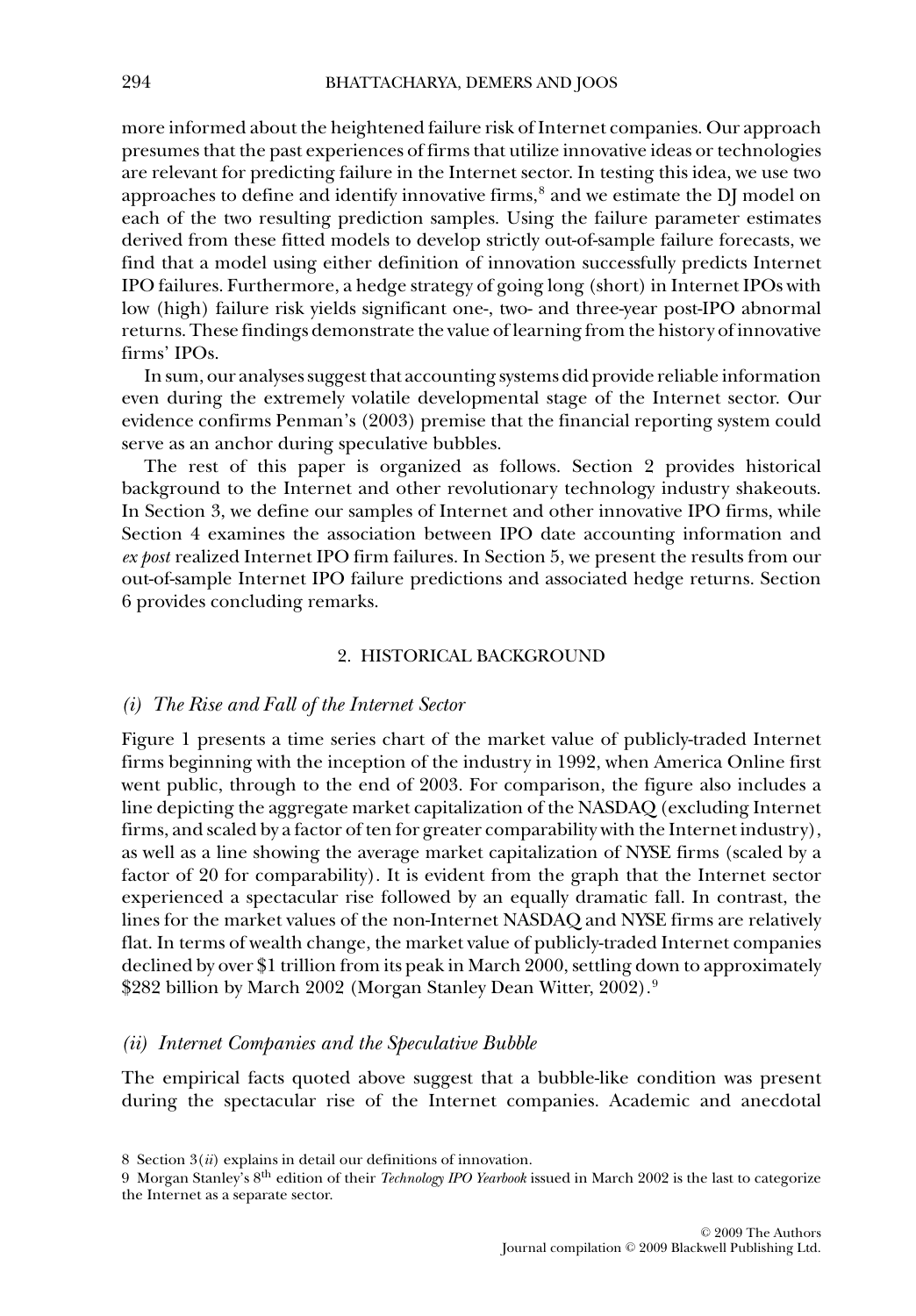more informed about the heightened failure risk of Internet companies. Our approach presumes that the past experiences of firms that utilize innovative ideas or technologies are relevant for predicting failure in the Internet sector. In testing this idea, we use two approaches to define and identify innovative firms,[8] and we estimate the DJ model on each of the two resulting prediction samples. Using the failure parameter estimates derived from these fitted models to develop strictly out-of-sample failure forecasts, we find that a model using either definition of innovation successfully predicts Internet IPO failures. Furthermore, a hedge strategy of going long (short) in Internet IPOs with low (high) failure risk yields significant one-, two- and three-year post-IPO abnormal returns. These findings demonstrate the value of learning from the history of innovative firms' IPOs.

In sum, our analyses suggest that accounting systems did provide reliable information even during the extremely volatile developmental stage of the Internet sector. Our evidence confirms Penman's (2003) premise that the financial reporting system could serve as an anchor during speculative bubbles.

The rest of this paper is organized as follows. Section 2 provides historical background to the Internet and other revolutionary technology industry shakeouts. In Section 3, we define our samples of Internet and other innovative IPO firms, while Section 4 examines the association between IPO date accounting information and *ex post* realized Internet IPO firm failures. In Section 5, we present the results from our out-of-sample Internet IPO failure predictions and associated hedge returns. Section 6 provides concluding remarks.

## 2. HISTORICAL BACKGROUND

### *(i) The Rise and Fall of the Internet Sector*

Figure 1 presents a time series chart of the market value of publicly-traded Internet firms beginning with the inception of the industry in 1992, when America Online first went public, through to the end of 2003. For comparison, the figure also includes a line depicting the aggregate market capitalization of the NASDAQ (excluding Internet firms, and scaled by a factor of ten for greater comparability with the Internet industry), as well as a line showing the average market capitalization of NYSE firms (scaled by a factor of 20 for comparability). It is evident from the graph that the Internet sector experienced a spectacular rise followed by an equally dramatic fall. In contrast, the lines for the market values of the non-Internet NASDAQ and NYSE firms are relatively flat. In terms of wealth change, the market value of publicly-traded Internet companies declined by over \$1 trillion from its peak in March 2000, settling down to approximately \$282 billion by March 2002 (Morgan Stanley Dean Witter, 2002).[9]

### *(ii) Internet Companies and the Speculative Bubble*

The empirical facts quoted above suggest that a bubble-like condition was present during the spectacular rise of the Internet companies. Academic and anecdotal

8 Section 3(*ii*) explains in detail our definitions of innovation.

9 Morgan Stanley's 8th edition of their *Technology IPO Yearbook* issued in March 2002 is the last to categorize the Internet as a separate sector.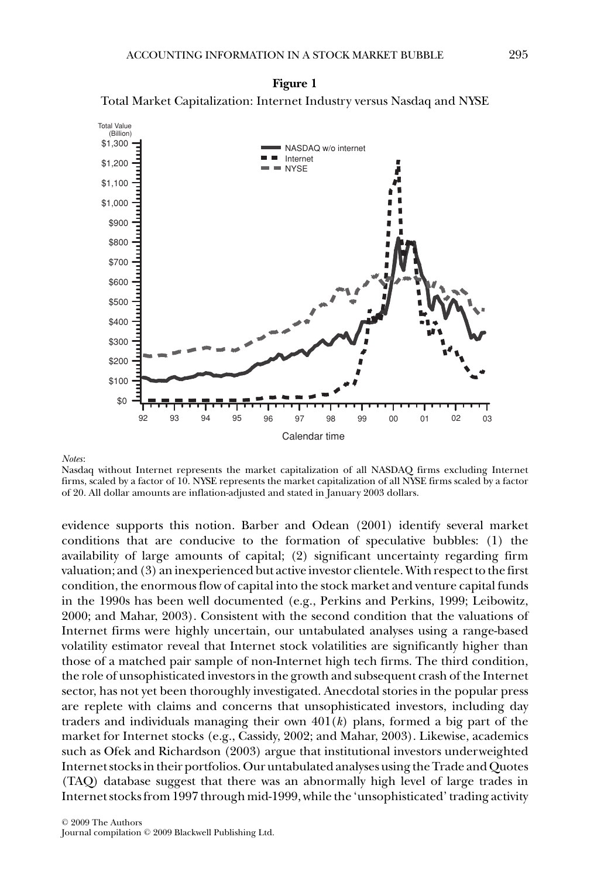**Figure 1**

Total Market Capitalization: Internet Industry versus Nasdaq and NYSE

*Notes*:

Nasdaq without Internet represents the market capitalization of all NASDAQ firms excluding Internet firms, scaled by a factor of 10. NYSE represents the market capitalization of all NYSE firms scaled by a factor of 20. All dollar amounts are inflation-adjusted and stated in January 2003 dollars.

evidence supports this notion. Barber and Odean (2001) identify several market conditions that are conducive to the formation of speculative bubbles: (1) the availability of large amounts of capital; (2) significant uncertainty regarding firm valuation; and (3) an inexperienced but active investor clientele. With respect to the first condition, the enormous flow of capital into the stock market and venture capital funds in the 1990s has been well documented (e.g., Perkins and Perkins, 1999; Leibowitz, 2000; and Mahar, 2003). Consistent with the second condition that the valuations of Internet firms were highly uncertain, our untabulated analyses using a range-based volatility estimator reveal that Internet stock volatilities are significantly higher than those of a matched pair sample of non-Internet high tech firms. The third condition, the role of unsophisticated investors in the growth and subsequent crash of the Internet sector, has not yet been thoroughly investigated. Anecdotal stories in the popular press are replete with claims and concerns that unsophisticated investors, including day traders and individuals managing their own 401($k$) plans, formed a big part of the market for Internet stocks (e.g., Cassidy, 2002; and Mahar, 2003). Likewise, academics such as Ofek and Richardson (2003) argue that institutional investors underweighted Internet stocks in their portfolios. Our untabulated analyses using the Trade and Quotes (TAQ) database suggest that there was an abnormally high level of large trades in Internet stocks from 1997 through mid-1999, while the 'unsophisticated' trading activity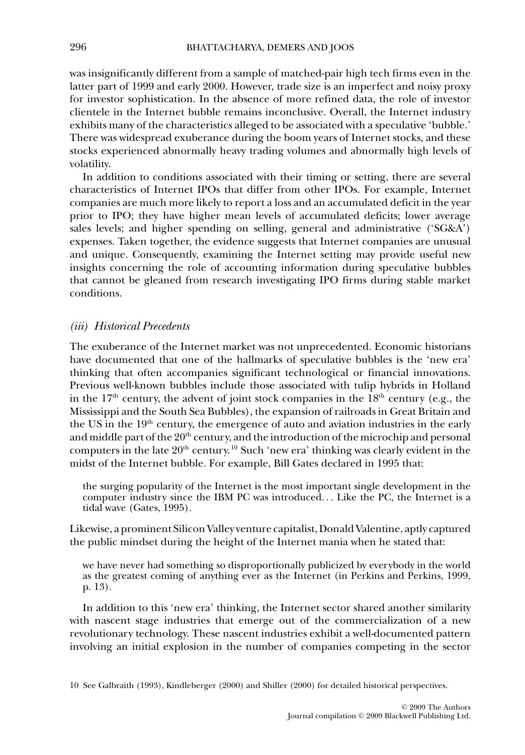was insignificantly different from a sample of matched-pair high tech firms even in the latter part of 1999 and early 2000. However, trade size is an imperfect and noisy proxy for investor sophistication. In the absence of more refined data, the role of investor clientele in the Internet bubble remains inconclusive. Overall, the Internet industry exhibits many of the characteristics alleged to be associated with a speculative 'bubble.' There was widespread exuberance during the boom years of Internet stocks, and these stocks experienced abnormally heavy trading volumes and abnormally high levels of volatility.

In addition to conditions associated with their timing or setting, there are several characteristics of Internet IPOs that differ from other IPOs. For example, Internet companies are much more likely to report a loss and an accumulated deficit in the year prior to IPO; they have higher mean levels of accumulated deficits; lower average sales levels; and higher spending on selling, general and administrative ('SG&A') expenses. Taken together, the evidence suggests that Internet companies are unusual and unique. Consequently, examining the Internet setting may provide useful new insights concerning the role of accounting information during speculative bubbles that cannot be gleaned from research investigating IPO firms during stable market conditions.

### *(iii) Historical Precedents*

The exuberance of the Internet market was not unprecedented. Economic historians have documented that one of the hallmarks of speculative bubbles is the 'new era' thinking that often accompanies significant technological or financial innovations. Previous well-known bubbles include those associated with tulip hybrids in Holland in the 17th century, the advent of joint stock companies in the 18th century (e.g., the Mississippi and the South Sea Bubbles), the expansion of railroads in Great Britain and the US in the 19th century, the emergence of auto and aviation industries in the early and middle part of the 20th century, and the introduction of the microchip and personal computers in the late 20th century.[10] Such 'new era' thinking was clearly evident in the midst of the Internet bubble. For example, Bill Gates declared in 1995 that:

> the surging popularity of the Internet is the most important single development in the computer industry since the IBM PC was introduced... Like the PC, the Internet is a tidal wave (Gates, 1995).

Likewise, a prominent Silicon Valley venture capitalist, Donald Valentine, aptly captured the public mindset during the height of the Internet mania when he stated that:

> we have never had something so disproportionally publicized by everybody in the world as the greatest coming of anything ever as the Internet (in Perkins and Perkins, 1999, p. 13).

In addition to this 'new era' thinking, the Internet sector shared another similarity with nascent stage industries that emerge out of the commercialization of a new revolutionary technology. These nascent industries exhibit a well-documented pattern involving an initial explosion in the number of companies competing in the sector

10 See Galbraith (1993), Kindleberger (2000) and Shiller (2000) for detailed historical perspectives.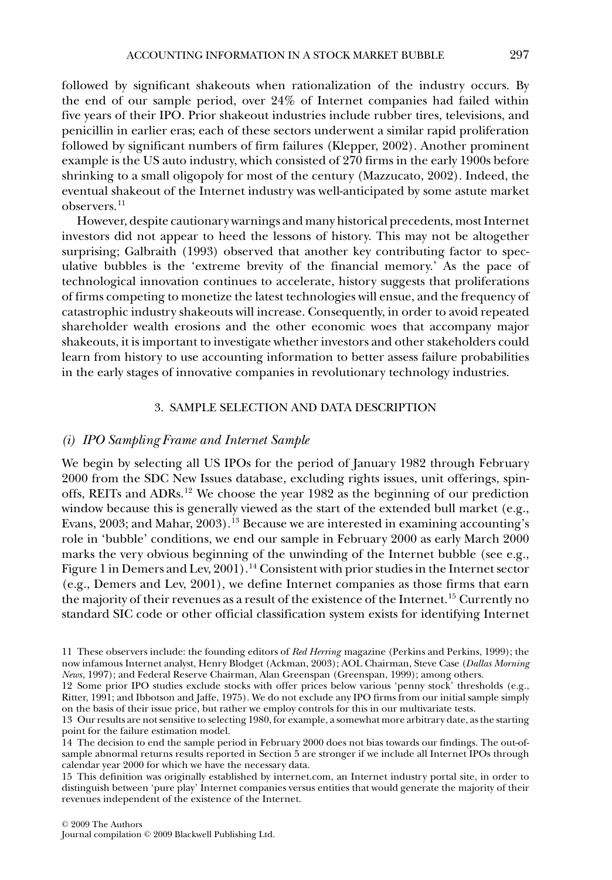followed by significant shakeouts when rationalization of the industry occurs. By the end of our sample period, over 24% of Internet companies had failed within five years of their IPO. Prior shakeout industries include rubber tires, televisions, and penicillin in earlier eras; each of these sectors underwent a similar rapid proliferation followed by significant numbers of firm failures (Klepper, 2002). Another prominent example is the US auto industry, which consisted of 270 firms in the early 1900s before shrinking to a small oligopoly for most of the century (Mazzucato, 2002). Indeed, the eventual shakeout of the Internet industry was well-anticipated by some astute market observers.[11]

However, despite cautionary warnings and many historical precedents, most Internet investors did not appear to heed the lessons of history. This may not be altogether surprising; Galbraith (1993) observed that another key contributing factor to speculative bubbles is the 'extreme brevity of the financial memory.' As the pace of technological innovation continues to accelerate, history suggests that proliferations of firms competing to monetize the latest technologies will ensue, and the frequency of catastrophic industry shakeouts will increase. Consequently, in order to avoid repeated shareholder wealth erosions and the other economic woes that accompany major shakeouts, it is important to investigate whether investors and other stakeholders could learn from history to use accounting information to better assess failure probabilities in the early stages of innovative companies in revolutionary technology industries.

## 3. SAMPLE SELECTION AND DATA DESCRIPTION

### *(i) IPO Sampling Frame and Internet Sample*

We begin by selecting all US IPOs for the period of January 1982 through February 2000 from the SDC New Issues database, excluding rights issues, unit offerings, spin-offs, REITs and ADRs.[12] We choose the year 1982 as the beginning of our prediction window because this is generally viewed as the start of the extended bull market (e.g., Evans, 2003; and Mahar, 2003).[13] Because we are interested in examining accounting's role in 'bubble' conditions, we end our sample in February 2000 as early March 2000 marks the very obvious beginning of the unwinding of the Internet bubble (see e.g., Figure 1 in Demers and Lev, 2001).[14] Consistent with prior studies in the Internet sector (e.g., Demers and Lev, 2001), we define Internet companies as those firms that earn the majority of their revenues as a result of the existence of the Internet.[15] Currently no standard SIC code or other official classification system exists for identifying Internet

11 These observers include: the founding editors of *Red Herring* magazine (Perkins and Perkins, 1999); the now infamous Internet analyst, Henry Blodget (Ackman, 2003); AOL Chairman, Steve Case (*Dallas Morning News*, 1997); and Federal Reserve Chairman, Alan Greenspan (Greenspan, 1999); among others.

12 Some prior IPO studies exclude stocks with offer prices below various 'penny stock' thresholds (e.g., Ritter, 1991; and Ibbotson and Jaffe, 1975). We do not exclude any IPO firms from our initial sample simply on the basis of their issue price, but rather we employ controls for this in our multivariate tests.

13 Our results are not sensitive to selecting 1980, for example, a somewhat more arbitrary date, as the starting point for the failure estimation model.

14 The decision to end the sample period in February 2000 does not bias towards our findings. The out-of-sample abnormal returns results reported in Section 5 are stronger if we include all Internet IPOs through calendar year 2000 for which we have the necessary data.

15 This definition was originally established by internet.com, an Internet industry portal site, in order to distinguish between 'pure play' Internet companies versus entities that would generate the majority of their revenues independent of the existence of the Internet.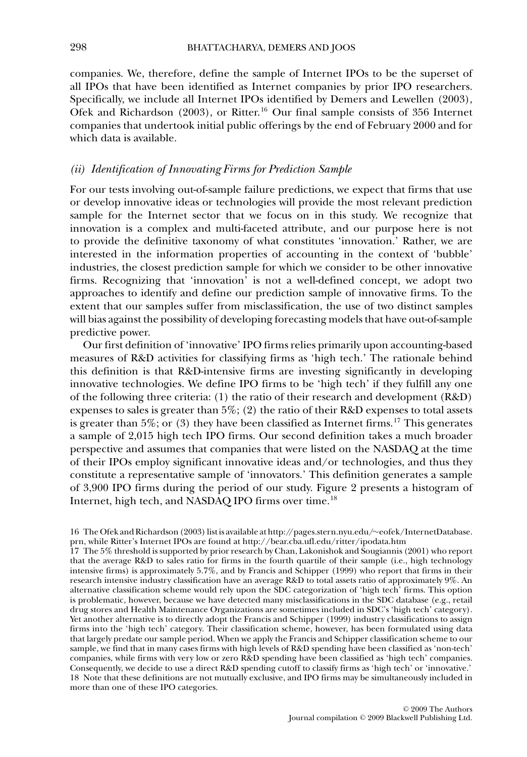companies. We, therefore, define the sample of Internet IPOs to be the superset of all IPOs that have been identified as Internet companies by prior IPO researchers. Specifically, we include all Internet IPOs identified by Demers and Lewellen (2003), Ofek and Richardson (2003), or Ritter.[16] Our final sample consists of 356 Internet companies that undertook initial public offerings by the end of February 2000 and for which data is available.

### *(ii) Identification of Innovating Firms for Prediction Sample*

For our tests involving out-of-sample failure predictions, we expect that firms that use or develop innovative ideas or technologies will provide the most relevant prediction sample for the Internet sector that we focus on in this study. We recognize that innovation is a complex and multi-faceted attribute, and our purpose here is not to provide the definitive taxonomy of what constitutes 'innovation.' Rather, we are interested in the information properties of accounting in the context of 'bubble' industries, the closest prediction sample for which we consider to be other innovative firms. Recognizing that 'innovation' is not a well-defined concept, we adopt two approaches to identify and define our prediction sample of innovative firms. To the extent that our samples suffer from misclassification, the use of two distinct samples will bias against the possibility of developing forecasting models that have out-of-sample predictive power.

Our first definition of 'innovative' IPO firms relies primarily upon accounting-based measures of R&D activities for classifying firms as 'high tech.' The rationale behind this definition is that R&D-intensive firms are investing significantly in developing innovative technologies. We define IPO firms to be 'high tech' if they fulfill any one of the following three criteria: (1) the ratio of their research and development (R&D) expenses to sales is greater than 5%; (2) the ratio of their R&D expenses to total assets is greater than 5%; or (3) they have been classified as Internet firms.[17] This generates a sample of 2,015 high tech IPO firms. Our second definition takes a much broader perspective and assumes that companies that were listed on the NASDAQ at the time of their IPOs employ significant innovative ideas and/or technologies, and thus they constitute a representative sample of 'innovators.' This definition generates a sample of 3,900 IPO firms during the period of our study. Figure 2 presents a histogram of Internet, high tech, and NASDAQ IPO firms over time.[18]

16 The Ofek and Richardson (2003) list is available at http://pages.stern.nyu.edu/~eofek/InternetDatabase.prn, while Ritter's Internet IPOs are found at http://bear.cba.ufl.edu/ritter/ipodata.htm

17 The 5% threshold is supported by prior research by Chan, Lakonishok and Sougiannis (2001) who report that the average R&D to sales ratio for firms in the fourth quartile of their sample (i.e., high technology intensive firms) is approximately 5.7%, and by Francis and Schipper (1999) who report that firms in their research intensive industry classification have an average R&D to total assets ratio of approximately 9%. An alternative classification scheme would rely upon the SDC categorization of 'high tech' firms. This option is problematic, however, because we have detected many misclassifications in the SDC database (e.g., retail drug stores and Health Maintenance Organizations are sometimes included in SDC's 'high tech' category). Yet another alternative is to directly adopt the Francis and Schipper (1999) industry classifications to assign firms into the 'high tech' category. Their classification scheme, however, has been formulated using data that largely predate our sample period. When we apply the Francis and Schipper classification scheme to our sample, we find that in many cases firms with high levels of R&D spending have been classified as 'non-tech' companies, while firms with very low or zero R&D spending have been classified as 'high tech' companies. Consequently, we decide to use a direct R&D spending cutoff to classify firms as 'high tech' or 'innovative.'

18 Note that these definitions are not mutually exclusive, and IPO firms may be simultaneously included in more than one of these IPO categories.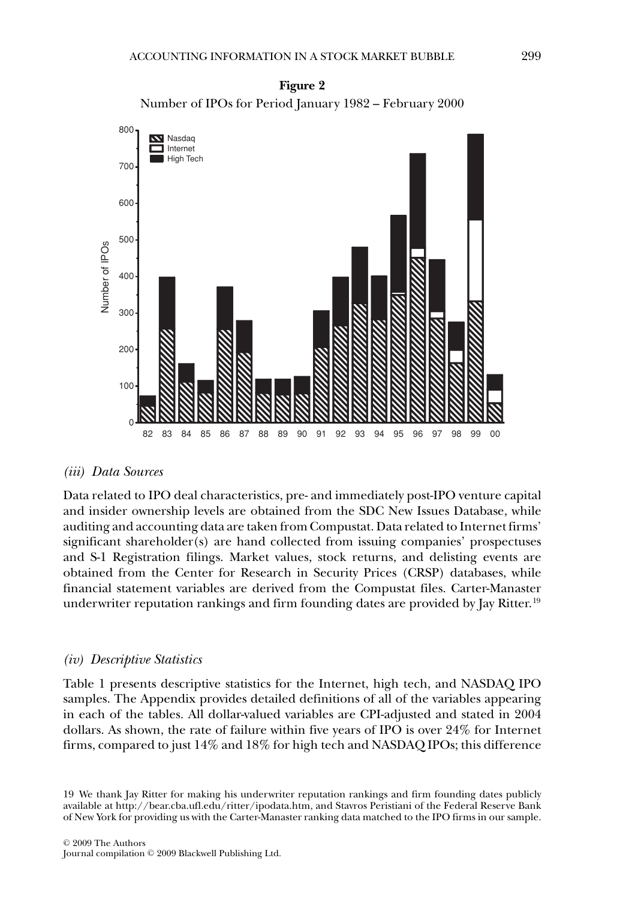**Figure 2**

Number of IPOs for Period January 1982 – February 2000

### *(iii) Data Sources*

Data related to IPO deal characteristics, pre- and immediately post-IPO venture capital and insider ownership levels are obtained from the SDC New Issues Database, while auditing and accounting data are taken from Compustat. Data related to Internet firms' significant shareholder(s) are hand collected from issuing companies' prospectuses and S-1 Registration filings. Market values, stock returns, and delisting events are obtained from the Center for Research in Security Prices (CRSP) databases, while financial statement variables are derived from the Compustat files. Carter-Manaster underwriter reputation rankings and firm founding dates are provided by Jay Ritter.[19]

### *(iv) Descriptive Statistics*

Table 1 presents descriptive statistics for the Internet, high tech, and NASDAQ IPO samples. The Appendix provides detailed definitions of all of the variables appearing in each of the tables. All dollar-valued variables are CPI-adjusted and stated in 2004 dollars. As shown, the rate of failure within five years of IPO is over 24% for Internet firms, compared to just 14% and 18% for high tech and NASDAQ IPOs; this difference

19 We thank Jay Ritter for making his underwriter reputation rankings and firm founding dates publicly available at http://bear.cba.ufl.edu/ritter/ipodata.htm, and Stavros Peristiani of the Federal Reserve Bank of New York for providing us with the Carter-Manaster ranking data matched to the IPO firms in our sample.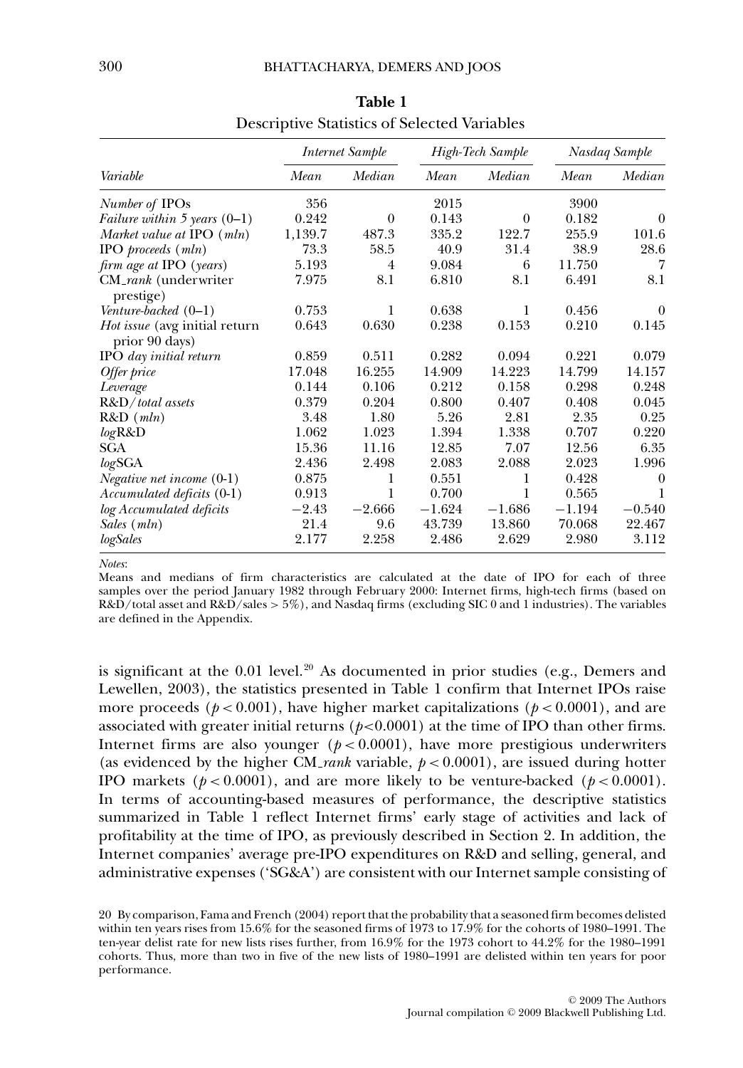**Table 1**
Descriptive Statistics of Selected Variables

| | *Internet Sample* | | *High-Tech Sample* | | *Nasdaq Sample* | |
|---|---|---|---|---|---|---|
| *Variable* | *Mean* | *Median* | *Mean* | *Median* | *Mean* | *Median* |
| *Number of* IPOs | 356 | | 2015 | | 3900 | |
| *Failure within 5 years* (0–1) | 0.242 | 0 | 0.143 | 0 | 0.182 | 0 |
| *Market value at* IPO (*mln*) | 1,139.7 | 487.3 | 335.2 | 122.7 | 255.9 | 101.6 |
| IPO *proceeds* (*mln*) | 73.3 | 58.5 | 40.9 | 31.4 | 38.9 | 28.6 |
| *firm age at* IPO (*years*) | 5.193 | 4 | 9.084 | 6 | 11.750 | 7 |
| CM_*rank* (underwriter prestige) | 7.975 | 8.1 | 6.810 | 8.1 | 6.491 | 8.1 |
| *Venture-backed* (0–1) | 0.753 | 1 | 0.638 | 1 | 0.456 | 0 |
| *Hot issue* (avg initial return prior 90 days) | 0.643 | 0.630 | 0.238 | 0.153 | 0.210 | 0.145 |
| IPO *day initial return* | 0.859 | 0.511 | 0.282 | 0.094 | 0.221 | 0.079 |
| *Offer price* | 17.048 | 16.255 | 14.909 | 14.223 | 14.799 | 14.157 |
| *Leverage* | 0.144 | 0.106 | 0.212 | 0.158 | 0.298 | 0.248 |
| R&D/*total assets* | 0.379 | 0.204 | 0.800 | 0.407 | 0.408 | 0.045 |
| R&D (*mln*) | 3.48 | 1.80 | 5.26 | 2.81 | 2.35 | 0.25 |
| *log*R&D | 1.062 | 1.023 | 1.394 | 1.338 | 0.707 | 0.220 |
| SGA | 15.36 | 11.16 | 12.85 | 7.07 | 12.56 | 6.35 |
| *log*SGA | 2.436 | 2.498 | 2.083 | 2.088 | 2.023 | 1.996 |
| *Negative net income* (0-1) | 0.875 | 1 | 0.551 | 1 | 0.428 | 0 |
| *Accumulated deficits* (0-1) | 0.913 | 1 | 0.700 | 1 | 0.565 | 1 |
| *log Accumulated deficits* | −2.43 | −2.666 | −1.624 | −1.686 | −1.194 | −0.540 |
| *Sales* (*mln*) | 21.4 | 9.6 | 43.739 | 13.860 | 70.068 | 22.467 |
| *logSales* | 2.177 | 2.258 | 2.486 | 2.629 | 2.980 | 3.112 |

*Notes*:
Means and medians of firm characteristics are calculated at the date of IPO for each of three samples over the period January 1982 through February 2000: Internet firms, high-tech firms (based on R&D/total asset and R&D/sales > 5%), and Nasdaq firms (excluding SIC 0 and 1 industries). The variables are defined in the Appendix.

is significant at the 0.01 level.[20] As documented in prior studies (e.g., Demers and Lewellen, 2003), the statistics presented in Table 1 confirm that Internet IPOs raise more proceeds ($p < 0.001$), have higher market capitalizations ($p < 0.0001$), and are associated with greater initial returns ($p<0.0001$) at the time of IPO than other firms. Internet firms are also younger ($p < 0.0001$), have more prestigious underwriters (as evidenced by the higher CM_*rank* variable, $p < 0.0001$), are issued during hotter IPO markets ($p < 0.0001$), and are more likely to be venture-backed ($p < 0.0001$). In terms of accounting-based measures of performance, the descriptive statistics summarized in Table 1 reflect Internet firms' early stage of activities and lack of profitability at the time of IPO, as previously described in Section 2. In addition, the Internet companies' average pre-IPO expenditures on R&D and selling, general, and administrative expenses ('SG&A') are consistent with our Internet sample consisting of

20 By comparison, Fama and French (2004) report that the probability that a seasoned firm becomes delisted within ten years rises from 15.6% for the seasoned firms of 1973 to 17.9% for the cohorts of 1980–1991. The ten-year delist rate for new lists rises further, from 16.9% for the 1973 cohort to 44.2% for the 1980–1991 cohorts. Thus, more than two in five of the new lists of 1980–1991 are delisted within ten years for poor performance.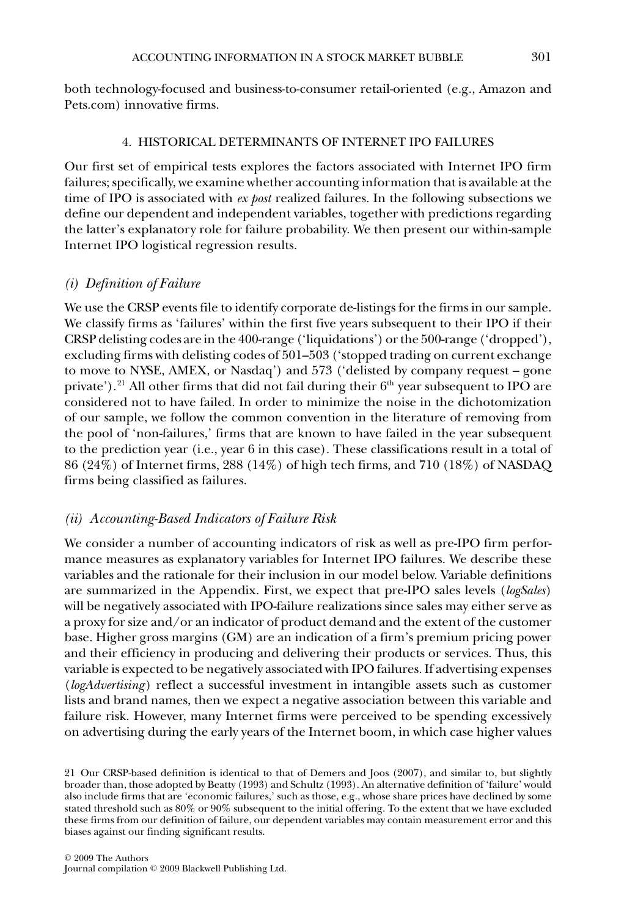both technology-focused and business-to-consumer retail-oriented (e.g., Amazon and Pets.com) innovative firms.

## 4. HISTORICAL DETERMINANTS OF INTERNET IPO FAILURES

Our first set of empirical tests explores the factors associated with Internet IPO firm failures; specifically, we examine whether accounting information that is available at the time of IPO is associated with *ex post* realized failures. In the following subsections we define our dependent and independent variables, together with predictions regarding the latter's explanatory role for failure probability. We then present our within-sample Internet IPO logistical regression results.

### *(i) Definition of Failure*

We use the CRSP events file to identify corporate de-listings for the firms in our sample. We classify firms as 'failures' within the first five years subsequent to their IPO if their CRSP delisting codes are in the 400-range ('liquidations') or the 500-range ('dropped'), excluding firms with delisting codes of 501–503 ('stopped trading on current exchange to move to NYSE, AMEX, or Nasdaq') and 573 ('delisted by company request – gone private').[21] All other firms that did not fail during their 6th year subsequent to IPO are considered not to have failed. In order to minimize the noise in the dichotomization of our sample, we follow the common convention in the literature of removing from the pool of 'non-failures,' firms that are known to have failed in the year subsequent to the prediction year (i.e., year 6 in this case). These classifications result in a total of 86 (24%) of Internet firms, 288 (14%) of high tech firms, and 710 (18%) of NASDAQ firms being classified as failures.

### *(ii) Accounting-Based Indicators of Failure Risk*

We consider a number of accounting indicators of risk as well as pre-IPO firm performance measures as explanatory variables for Internet IPO failures. We describe these variables and the rationale for their inclusion in our model below. Variable definitions are summarized in the Appendix. First, we expect that pre-IPO sales levels (*logSales*) will be negatively associated with IPO-failure realizations since sales may either serve as a proxy for size and/or an indicator of product demand and the extent of the customer base. Higher gross margins (GM) are an indication of a firm's premium pricing power and their efficiency in producing and delivering their products or services. Thus, this variable is expected to be negatively associated with IPO failures. If advertising expenses (*logAdvertising*) reflect a successful investment in intangible assets such as customer lists and brand names, then we expect a negative association between this variable and failure risk. However, many Internet firms were perceived to be spending excessively on advertising during the early years of the Internet boom, in which case higher values

21 Our CRSP-based definition is identical to that of Demers and Joos (2007), and similar to, but slightly broader than, those adopted by Beatty (1993) and Schultz (1993). An alternative definition of 'failure' would also include firms that are 'economic failures,' such as those, e.g., whose share prices have declined by some stated threshold such as 80% or 90% subsequent to the initial offering. To the extent that we have excluded these firms from our definition of failure, our dependent variables may contain measurement error and this biases against our finding significant results.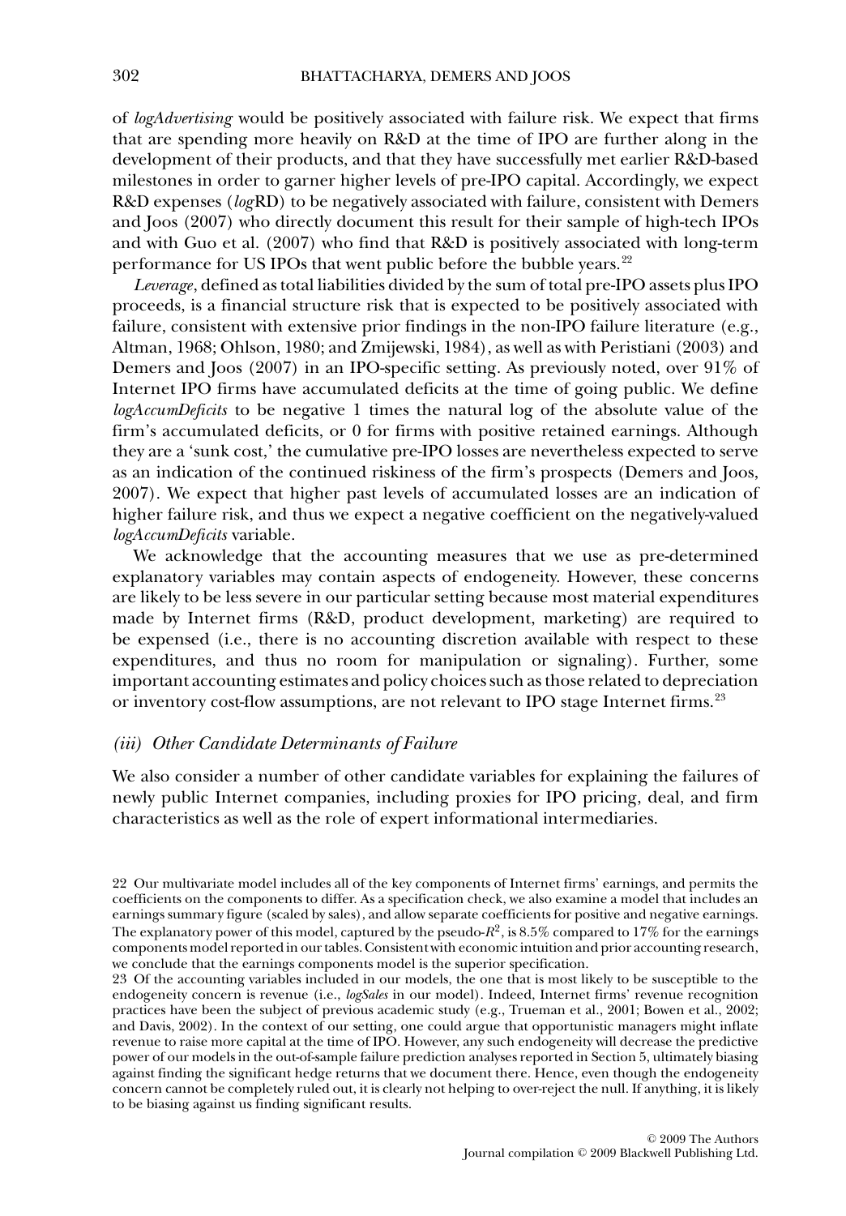of *logAdvertising* would be positively associated with failure risk. We expect that firms that are spending more heavily on R&D at the time of IPO are further along in the development of their products, and that they have successfully met earlier R&D-based milestones in order to garner higher levels of pre-IPO capital. Accordingly, we expect R&D expenses (*log*RD) to be negatively associated with failure, consistent with Demers and Joos (2007) who directly document this result for their sample of high-tech IPOs and with Guo et al. (2007) who find that R&D is positively associated with long-term performance for US IPOs that went public before the bubble years.[22]

*Leverage*, defined as total liabilities divided by the sum of total pre-IPO assets plus IPO proceeds, is a financial structure risk that is expected to be positively associated with failure, consistent with extensive prior findings in the non-IPO failure literature (e.g., Altman, 1968; Ohlson, 1980; and Zmijewski, 1984), as well as with Peristiani (2003) and Demers and Joos (2007) in an IPO-specific setting. As previously noted, over 91% of Internet IPO firms have accumulated deficits at the time of going public. We define *logAccumDeficits* to be negative 1 times the natural log of the absolute value of the firm's accumulated deficits, or 0 for firms with positive retained earnings. Although they are a 'sunk cost,' the cumulative pre-IPO losses are nevertheless expected to serve as an indication of the continued riskiness of the firm's prospects (Demers and Joos, 2007). We expect that higher past levels of accumulated losses are an indication of higher failure risk, and thus we expect a negative coefficient on the negatively-valued *logAccumDeficits* variable.

We acknowledge that the accounting measures that we use as pre-determined explanatory variables may contain aspects of endogeneity. However, these concerns are likely to be less severe in our particular setting because most material expenditures made by Internet firms (R&D, product development, marketing) are required to be expensed (i.e., there is no accounting discretion available with respect to these expenditures, and thus no room for manipulation or signaling). Further, some important accounting estimates and policy choices such as those related to depreciation or inventory cost-flow assumptions, are not relevant to IPO stage Internet firms.[23]

### *(iii) Other Candidate Determinants of Failure*

We also consider a number of other candidate variables for explaining the failures of newly public Internet companies, including proxies for IPO pricing, deal, and firm characteristics as well as the role of expert informational intermediaries.

---

22 Our multivariate model includes all of the key components of Internet firms' earnings, and permits the coefficients on the components to differ. As a specification check, we also examine a model that includes an earnings summary figure (scaled by sales), and allow separate coefficients for positive and negative earnings. The explanatory power of this model, captured by the pseudo-$R^2$, is 8.5% compared to 17% for the earnings components model reported in our tables. Consistent with economic intuition and prior accounting research, we conclude that the earnings components model is the superior specification.

23 Of the accounting variables included in our models, the one that is most likely to be susceptible to the endogeneity concern is revenue (i.e., *logSales* in our model). Indeed, Internet firms' revenue recognition practices have been the subject of previous academic study (e.g., Trueman et al., 2001; Bowen et al., 2002; and Davis, 2002). In the context of our setting, one could argue that opportunistic managers might inflate revenue to raise more capital at the time of IPO. However, any such endogeneity will decrease the predictive power of our models in the out-of-sample failure prediction analyses reported in Section 5, ultimately biasing against finding the significant hedge returns that we document there. Hence, even though the endogeneity concern cannot be completely ruled out, it is clearly not helping to over-reject the null. If anything, it is likely to be biasing against us finding significant results.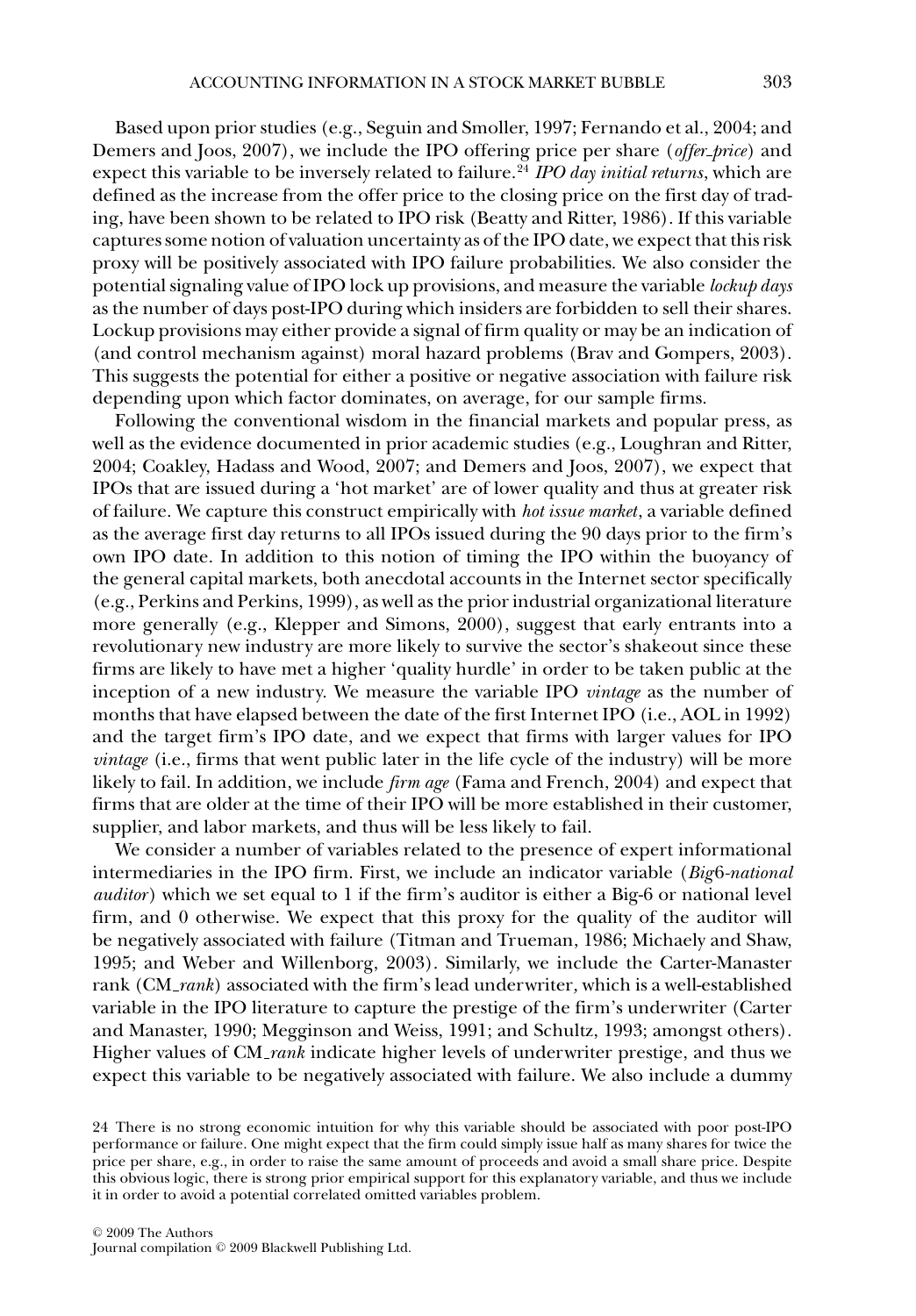Based upon prior studies (e.g., Seguin and Smoller, 1997; Fernando et al., 2004; and Demers and Joos, 2007), we include the IPO offering price per share (*offer_price*) and expect this variable to be inversely related to failure.[24] *IPO day initial returns*, which are defined as the increase from the offer price to the closing price on the first day of trading, have been shown to be related to IPO risk (Beatty and Ritter, 1986). If this variable captures some notion of valuation uncertainty as of the IPO date, we expect that this risk proxy will be positively associated with IPO failure probabilities. We also consider the potential signaling value of IPO lock up provisions, and measure the variable *lockup days* as the number of days post-IPO during which insiders are forbidden to sell their shares. Lockup provisions may either provide a signal of firm quality or may be an indication of (and control mechanism against) moral hazard problems (Brav and Gompers, 2003). This suggests the potential for either a positive or negative association with failure risk depending upon which factor dominates, on average, for our sample firms.

Following the conventional wisdom in the financial markets and popular press, as well as the evidence documented in prior academic studies (e.g., Loughran and Ritter, 2004; Coakley, Hadass and Wood, 2007; and Demers and Joos, 2007), we expect that IPOs that are issued during a 'hot market' are of lower quality and thus at greater risk of failure. We capture this construct empirically with *hot issue market*, a variable defined as the average first day returns to all IPOs issued during the 90 days prior to the firm's own IPO date. In addition to this notion of timing the IPO within the buoyancy of the general capital markets, both anecdotal accounts in the Internet sector specifically (e.g., Perkins and Perkins, 1999), as well as the prior industrial organizational literature more generally (e.g., Klepper and Simons, 2000), suggest that early entrants into a revolutionary new industry are more likely to survive the sector's shakeout since these firms are likely to have met a higher 'quality hurdle' in order to be taken public at the inception of a new industry. We measure the variable IPO *vintage* as the number of months that have elapsed between the date of the first Internet IPO (i.e., AOL in 1992) and the target firm's IPO date, and we expect that firms with larger values for IPO *vintage* (i.e., firms that went public later in the life cycle of the industry) will be more likely to fail. In addition, we include *firm age* (Fama and French, 2004) and expect that firms that are older at the time of their IPO will be more established in their customer, supplier, and labor markets, and thus will be less likely to fail.

We consider a number of variables related to the presence of expert informational intermediaries in the IPO firm. First, we include an indicator variable (*Big6-national auditor*) which we set equal to 1 if the firm's auditor is either a Big-6 or national level firm, and 0 otherwise. We expect that this proxy for the quality of the auditor will be negatively associated with failure (Titman and Trueman, 1986; Michaely and Shaw, 1995; and Weber and Willenborg, 2003). Similarly, we include the Carter-Manaster rank (CM_*rank*) associated with the firm's lead underwriter, which is a well-established variable in the IPO literature to capture the prestige of the firm's underwriter (Carter and Manaster, 1990; Megginson and Weiss, 1991; and Schultz, 1993; amongst others). Higher values of CM_*rank* indicate higher levels of underwriter prestige, and thus we expect this variable to be negatively associated with failure. We also include a dummy

24 There is no strong economic intuition for why this variable should be associated with poor post-IPO performance or failure. One might expect that the firm could simply issue half as many shares for twice the price per share, e.g., in order to raise the same amount of proceeds and avoid a small share price. Despite this obvious logic, there is strong prior empirical support for this explanatory variable, and thus we include it in order to avoid a potential correlated omitted variables problem.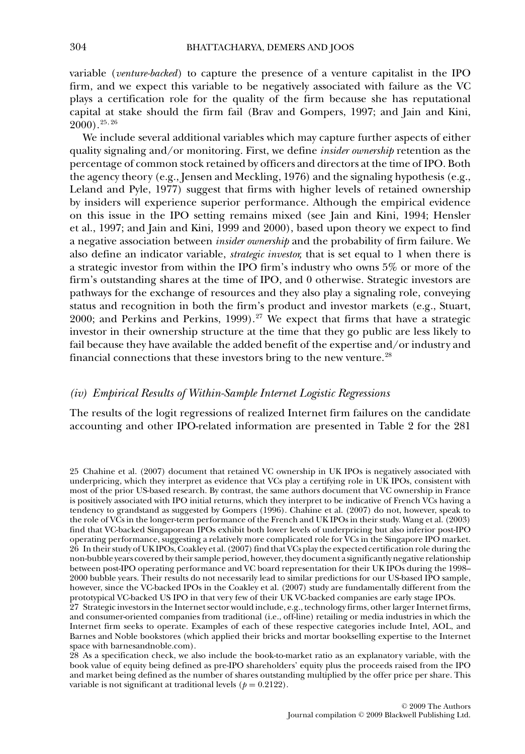variable (*venture-backed*) to capture the presence of a venture capitalist in the IPO firm, and we expect this variable to be negatively associated with failure as the VC plays a certification role for the quality of the firm because she has reputational capital at stake should the firm fail (Brav and Gompers, 1997; and Jain and Kini, 2000).[25, 26]

We include several additional variables which may capture further aspects of either quality signaling and/or monitoring. First, we define *insider ownership* retention as the percentage of common stock retained by officers and directors at the time of IPO. Both the agency theory (e.g., Jensen and Meckling, 1976) and the signaling hypothesis (e.g., Leland and Pyle, 1977) suggest that firms with higher levels of retained ownership by insiders will experience superior performance. Although the empirical evidence on this issue in the IPO setting remains mixed (see Jain and Kini, 1994; Hensler et al., 1997; and Jain and Kini, 1999 and 2000), based upon theory we expect to find a negative association between *insider ownership* and the probability of firm failure. We also define an indicator variable, *strategic investor,* that is set equal to 1 when there is a strategic investor from within the IPO firm's industry who owns 5% or more of the firm's outstanding shares at the time of IPO, and 0 otherwise. Strategic investors are pathways for the exchange of resources and they also play a signaling role, conveying status and recognition in both the firm's product and investor markets (e.g., Stuart, 2000; and Perkins and Perkins, 1999).[27] We expect that firms that have a strategic investor in their ownership structure at the time that they go public are less likely to fail because they have available the added benefit of the expertise and/or industry and financial connections that these investors bring to the new venture.[28]

### *(iv) Empirical Results of Within-Sample Internet Logistic Regressions*

The results of the logit regressions of realized Internet firm failures on the candidate accounting and other IPO-related information are presented in Table 2 for the 281

---

25 Chahine et al. (2007) document that retained VC ownership in UK IPOs is negatively associated with underpricing, which they interpret as evidence that VCs play a certifying role in UK IPOs, consistent with most of the prior US-based research. By contrast, the same authors document that VC ownership in France is positively associated with IPO initial returns, which they interpret to be indicative of French VCs having a tendency to grandstand as suggested by Gompers (1996). Chahine et al. (2007) do not, however, speak to the role of VCs in the longer-term performance of the French and UK IPOs in their study. Wang et al. (2003) find that VC-backed Singaporean IPOs exhibit both lower levels of underpricing but also inferior post-IPO operating performance, suggesting a relatively more complicated role for VCs in the Singapore IPO market.

26 In their study of UK IPOs, Coakley et al. (2007) find that VCs play the expected certification role during the non-bubble years covered by their sample period, however, they document a significantly negative relationship between post-IPO operating performance and VC board representation for their UK IPOs during the 1998–2000 bubble years. Their results do not necessarily lead to similar predictions for our US-based IPO sample, however, since the VC-backed IPOs in the Coakley et al. (2007) study are fundamentally different from the prototypical VC-backed US IPO in that very few of their UK VC-backed companies are early stage IPOs.

27 Strategic investors in the Internet sector would include, e.g., technology firms, other larger Internet firms, and consumer-oriented companies from traditional (i.e., off-line) retailing or media industries in which the Internet firm seeks to operate. Examples of each of these respective categories include Intel, AOL, and Barnes and Noble bookstores (which applied their bricks and mortar bookselling expertise to the Internet space with barnesandnoble.com).

28 As a specification check, we also include the book-to-market ratio as an explanatory variable, with the book value of equity being defined as pre-IPO shareholders' equity plus the proceeds raised from the IPO and market being defined as the number of shares outstanding multiplied by the offer price per share. This variable is not significant at traditional levels ($p = 0.2122$).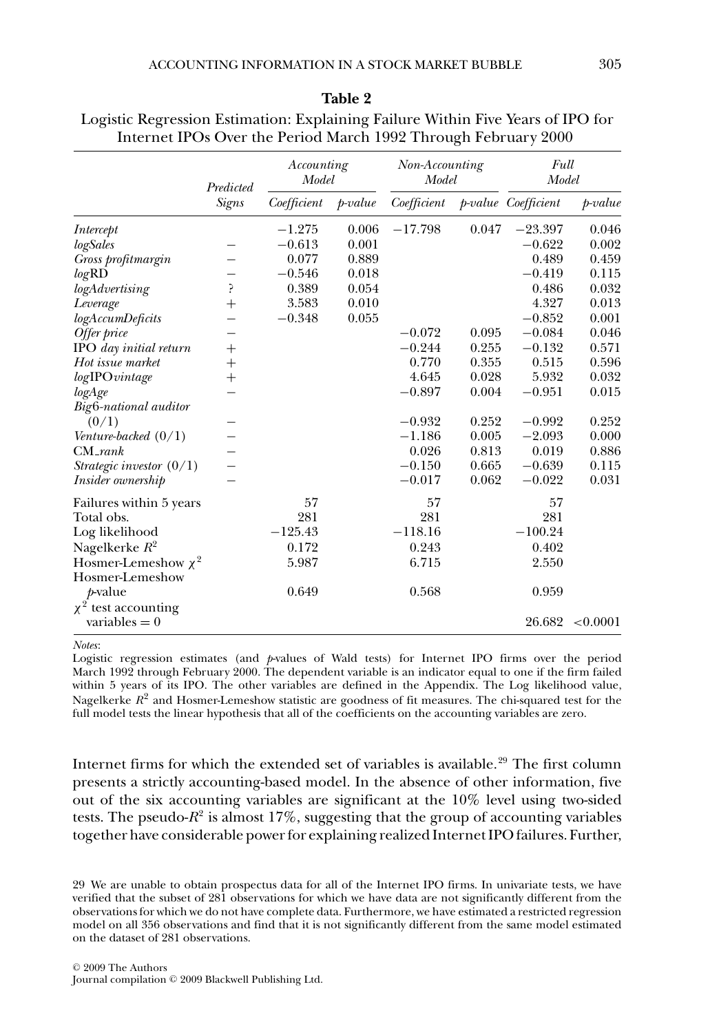**Table 2**

Logistic Regression Estimation: Explaining Failure Within Five Years of IPO for Internet IPOs Over the Period March 1992 Through February 2000

| | Predicted | Accounting Model | | Non-Accounting Model | | Full Model | |
|---|---|---|---|---|---|---|---|
| | Signs | Coefficient | *p*-value | Coefficient | *p*-value | Coefficient | *p*-value |
| *Intercept* | | −1.275 | 0.006 | −17.798 | 0.047 | −23.397 | 0.046 |
| *logSales* | − | −0.613 | 0.001 | | | −0.622 | 0.002 |
| *Gross profitmargin* | − | 0.077 | 0.889 | | | 0.489 | 0.459 |
| *log*RD | − | −0.546 | 0.018 | | | −0.419 | 0.115 |
| *logAdvertising* | ? | 0.389 | 0.054 | | | 0.486 | 0.032 |
| *Leverage* | + | 3.583 | 0.010 | | | 4.327 | 0.013 |
| *logAccumDeficits* | − | −0.348 | 0.055 | | | −0.852 | 0.001 |
| *Offer price* | − | | | −0.072 | 0.095 | −0.084 | 0.046 |
| IPO *day initial return* | + | | | −0.244 | 0.255 | −0.132 | 0.571 |
| *Hot issue market* | + | | | 0.770 | 0.355 | 0.515 | 0.596 |
| *log*IPO*vintage* | + | | | 4.645 | 0.028 | 5.932 | 0.032 |
| *logAge* | − | | | −0.897 | 0.004 | −0.951 | 0.015 |
| *Big6-national auditor* (0/1) | − | | | −0.932 | 0.252 | −0.992 | 0.252 |
| *Venture-backed* (0/1) | − | | | −1.186 | 0.005 | −2.093 | 0.000 |
| CM_*rank* | − | | | 0.026 | 0.813 | 0.019 | 0.886 |
| *Strategic investor* (0/1) | − | | | −0.150 | 0.665 | −0.639 | 0.115 |
| *Insider ownership* | − | | | −0.017 | 0.062 | −0.022 | 0.031 |
| Failures within 5 years | | 57 | | 57 | | 57 | |
| Total obs. | | 281 | | 281 | | 281 | |
| Log likelihood | | −125.43 | | −118.16 | | −100.24 | |
| Nagelkerke $R^2$ | | 0.172 | | 0.243 | | 0.402 | |
| Hosmer-Lemeshow $\chi^2$ | | 5.987 | | 6.715 | | 2.550 | |
| Hosmer-Lemeshow *p*-value | | 0.649 | | 0.568 | | 0.959 | |
| $\chi^2$ test accounting variables = 0 | | | | | | 26.682 | <0.0001 |

*Notes*:
Logistic regression estimates (and *p*-values of Wald tests) for Internet IPO firms over the period March 1992 through February 2000. The dependent variable is an indicator equal to one if the firm failed within 5 years of its IPO. The other variables are defined in the Appendix. The Log likelihood value, Nagelkerke $R^2$ and Hosmer-Lemeshow statistic are goodness of fit measures. The chi-squared test for the full model tests the linear hypothesis that all of the coefficients on the accounting variables are zero.

Internet firms for which the extended set of variables is available.[29] The first column presents a strictly accounting-based model. In the absence of other information, five out of the six accounting variables are significant at the 10% level using two-sided tests. The pseudo-$R^2$ is almost 17%, suggesting that the group of accounting variables together have considerable power for explaining realized Internet IPO failures. Further,

29 We are unable to obtain prospectus data for all of the Internet IPO firms. In univariate tests, we have verified that the subset of 281 observations for which we have data are not significantly different from the observations for which we do not have complete data. Furthermore, we have estimated a restricted regression model on all 356 observations and find that it is not significantly different from the same model estimated on the dataset of 281 observations.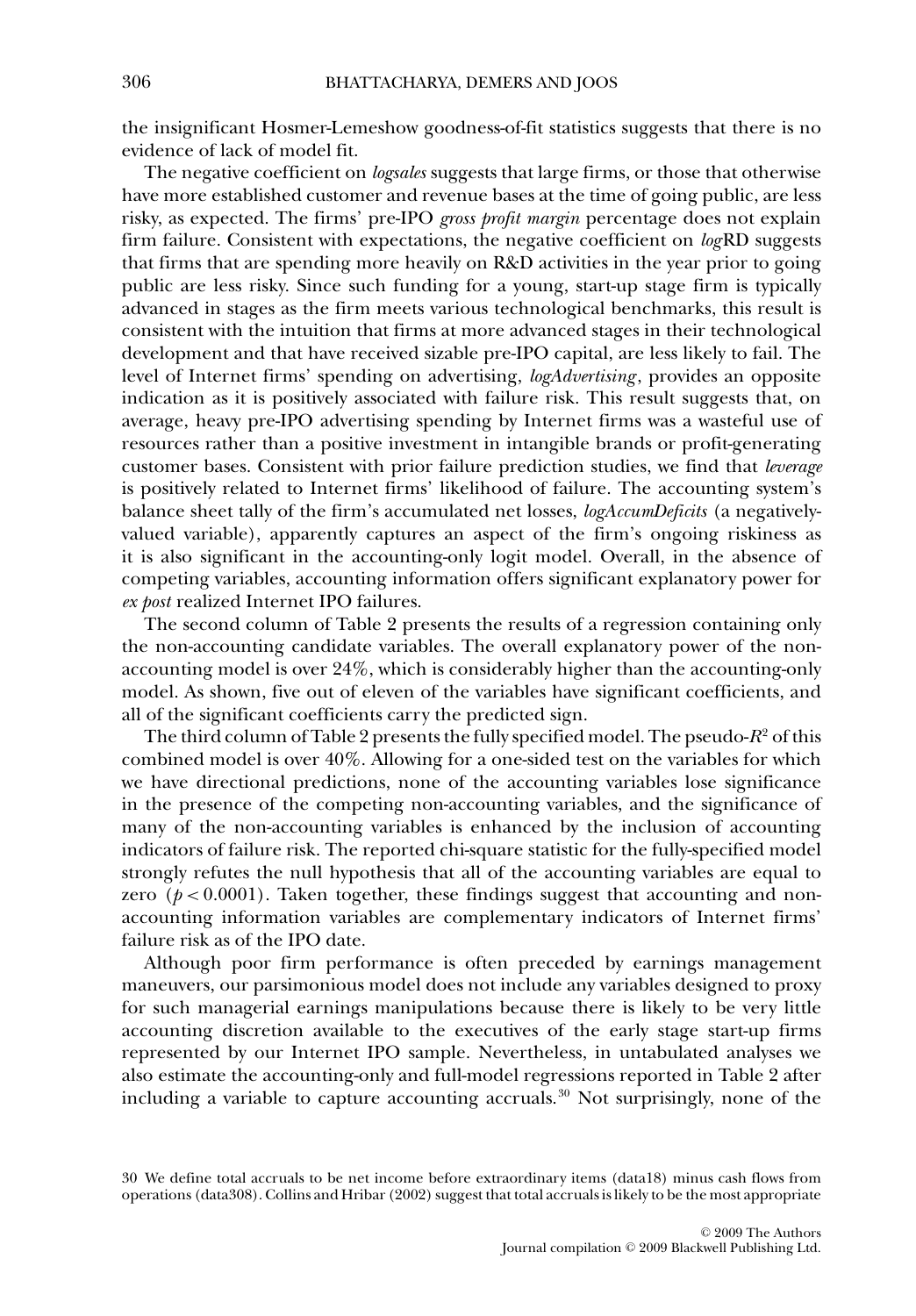the insignificant Hosmer-Lemeshow goodness-of-fit statistics suggests that there is no evidence of lack of model fit.

The negative coefficient on *logsales* suggests that large firms, or those that otherwise have more established customer and revenue bases at the time of going public, are less risky, as expected. The firms' pre-IPO *gross profit margin* percentage does not explain firm failure. Consistent with expectations, the negative coefficient on *log*RD suggests that firms that are spending more heavily on R&D activities in the year prior to going public are less risky. Since such funding for a young, start-up stage firm is typically advanced in stages as the firm meets various technological benchmarks, this result is consistent with the intuition that firms at more advanced stages in their technological development and that have received sizable pre-IPO capital, are less likely to fail. The level of Internet firms' spending on advertising, *logAdvertising*, provides an opposite indication as it is positively associated with failure risk. This result suggests that, on average, heavy pre-IPO advertising spending by Internet firms was a wasteful use of resources rather than a positive investment in intangible brands or profit-generating customer bases. Consistent with prior failure prediction studies, we find that *leverage* is positively related to Internet firms' likelihood of failure. The accounting system's balance sheet tally of the firm's accumulated net losses, *logAccumDeficits* (a negatively-valued variable), apparently captures an aspect of the firm's ongoing riskiness as it is also significant in the accounting-only logit model. Overall, in the absence of competing variables, accounting information offers significant explanatory power for *ex post* realized Internet IPO failures.

The second column of Table 2 presents the results of a regression containing only the non-accounting candidate variables. The overall explanatory power of the non-accounting model is over 24%, which is considerably higher than the accounting-only model. As shown, five out of eleven of the variables have significant coefficients, and all of the significant coefficients carry the predicted sign.

The third column of Table 2 presents the fully specified model. The pseudo-$R^2$ of this combined model is over 40%. Allowing for a one-sided test on the variables for which we have directional predictions, none of the accounting variables lose significance in the presence of the competing non-accounting variables, and the significance of many of the non-accounting variables is enhanced by the inclusion of accounting indicators of failure risk. The reported chi-square statistic for the fully-specified model strongly refutes the null hypothesis that all of the accounting variables are equal to zero ($p < 0.0001$). Taken together, these findings suggest that accounting and non-accounting information variables are complementary indicators of Internet firms' failure risk as of the IPO date.

Although poor firm performance is often preceded by earnings management maneuvers, our parsimonious model does not include any variables designed to proxy for such managerial earnings manipulations because there is likely to be very little accounting discretion available to the executives of the early stage start-up firms represented by our Internet IPO sample. Nevertheless, in untabulated analyses we also estimate the accounting-only and full-model regressions reported in Table 2 after including a variable to capture accounting accruals.[30] Not surprisingly, none of the

30 We define total accruals to be net income before extraordinary items (data18) minus cash flows from operations (data308). Collins and Hribar (2002) suggest that total accruals is likely to be the most appropriate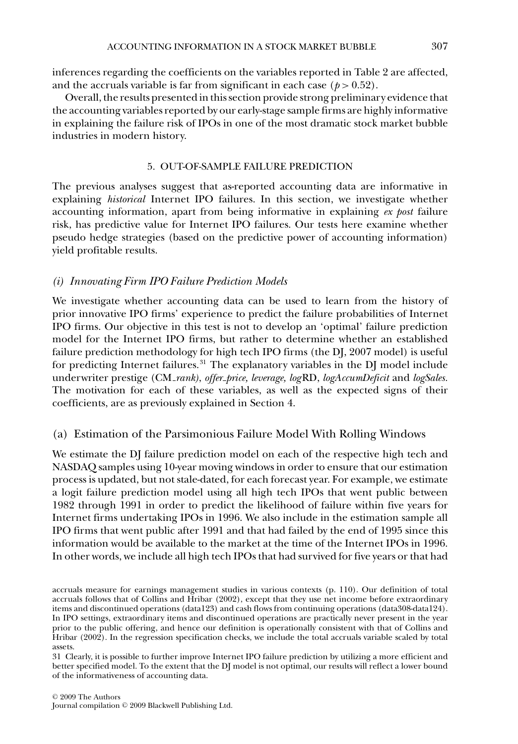inferences regarding the coefficients on the variables reported in Table 2 are affected, and the accruals variable is far from significant in each case ($p > 0.52$).

Overall, the results presented in this section provide strong preliminary evidence that the accounting variables reported by our early-stage sample firms are highly informative in explaining the failure risk of IPOs in one of the most dramatic stock market bubble industries in modern history.

## 5. OUT-OF-SAMPLE FAILURE PREDICTION

The previous analyses suggest that as-reported accounting data are informative in explaining *historical* Internet IPO failures. In this section, we investigate whether accounting information, apart from being informative in explaining *ex post* failure risk, has predictive value for Internet IPO failures. Our tests here examine whether pseudo hedge strategies (based on the predictive power of accounting information) yield profitable results.

### *(i) Innovating Firm IPO Failure Prediction Models*

We investigate whether accounting data can be used to learn from the history of prior innovative IPO firms' experience to predict the failure probabilities of Internet IPO firms. Our objective in this test is not to develop an 'optimal' failure prediction model for the Internet IPO firms, but rather to determine whether an established failure prediction methodology for high tech IPO firms (the DJ, 2007 model) is useful for predicting Internet failures.[31] The explanatory variables in the DJ model include underwriter prestige (*CM_rank*), *offer_price*, *leverage*, *log*RD, *logAccumDeficit* and *logSales*. The motivation for each of these variables, as well as the expected signs of their coefficients, are as previously explained in Section 4.

### (a) Estimation of the Parsimonious Failure Model With Rolling Windows

We estimate the DJ failure prediction model on each of the respective high tech and NASDAQ samples using 10-year moving windows in order to ensure that our estimation process is updated, but not stale-dated, for each forecast year. For example, we estimate a logit failure prediction model using all high tech IPOs that went public between 1982 through 1991 in order to predict the likelihood of failure within five years for Internet firms undertaking IPOs in 1996. We also include in the estimation sample all IPO firms that went public after 1991 and that had failed by the end of 1995 since this information would be available to the market at the time of the Internet IPOs in 1996. In other words, we include all high tech IPOs that had survived for five years or that had

accruals measure for earnings management studies in various contexts (p. 110). Our definition of total accruals follows that of Collins and Hribar (2002), except that they use net income before extraordinary items and discontinued operations (data123) and cash flows from continuing operations (data308-data124). In IPO settings, extraordinary items and discontinued operations are practically never present in the year prior to the public offering, and hence our definition is operationally consistent with that of Collins and Hribar (2002). In the regression specification checks, we include the total accruals variable scaled by total assets.

31 Clearly, it is possible to further improve Internet IPO failure prediction by utilizing a more efficient and better specified model. To the extent that the DJ model is not optimal, our results will reflect a lower bound of the informativeness of accounting data.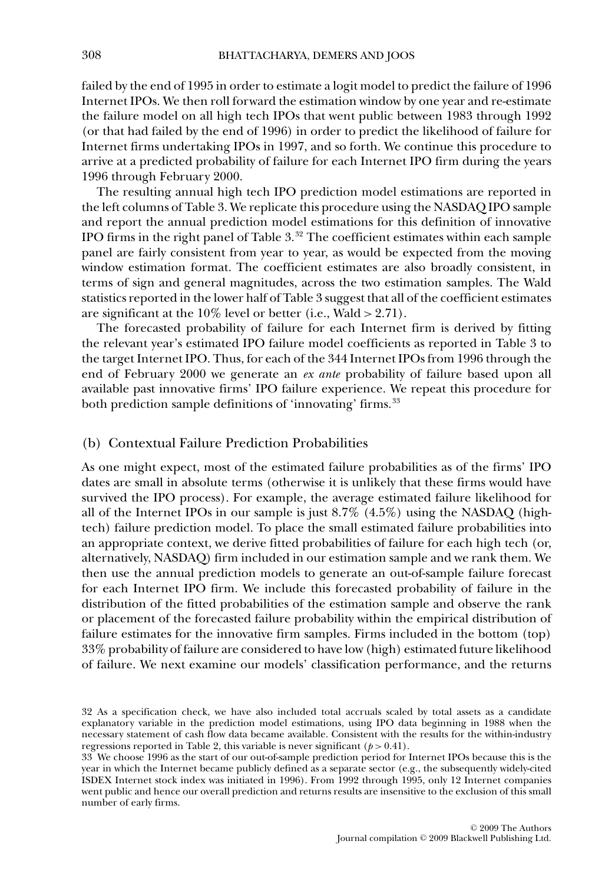failed by the end of 1995 in order to estimate a logit model to predict the failure of 1996 Internet IPOs. We then roll forward the estimation window by one year and re-estimate the failure model on all high tech IPOs that went public between 1983 through 1992 (or that had failed by the end of 1996) in order to predict the likelihood of failure for Internet firms undertaking IPOs in 1997, and so forth. We continue this procedure to arrive at a predicted probability of failure for each Internet IPO firm during the years 1996 through February 2000.

The resulting annual high tech IPO prediction model estimations are reported in the left columns of Table 3. We replicate this procedure using the NASDAQ IPO sample and report the annual prediction model estimations for this definition of innovative IPO firms in the right panel of Table 3.[32] The coefficient estimates within each sample panel are fairly consistent from year to year, as would be expected from the moving window estimation format. The coefficient estimates are also broadly consistent, in terms of sign and general magnitudes, across the two estimation samples. The Wald statistics reported in the lower half of Table 3 suggest that all of the coefficient estimates are significant at the 10% level or better (i.e., Wald > 2.71).

The forecasted probability of failure for each Internet firm is derived by fitting the relevant year's estimated IPO failure model coefficients as reported in Table 3 to the target Internet IPO. Thus, for each of the 344 Internet IPOs from 1996 through the end of February 2000 we generate an *ex ante* probability of failure based upon all available past innovative firms' IPO failure experience. We repeat this procedure for both prediction sample definitions of 'innovating' firms.[33]

## (b) Contextual Failure Prediction Probabilities

As one might expect, most of the estimated failure probabilities as of the firms' IPO dates are small in absolute terms (otherwise it is unlikely that these firms would have survived the IPO process). For example, the average estimated failure likelihood for all of the Internet IPOs in our sample is just 8.7% (4.5%) using the NASDAQ (high-tech) failure prediction model. To place the small estimated failure probabilities into an appropriate context, we derive fitted probabilities of failure for each high tech (or, alternatively, NASDAQ) firm included in our estimation sample and we rank them. We then use the annual prediction models to generate an out-of-sample failure forecast for each Internet IPO firm. We include this forecasted probability of failure in the distribution of the fitted probabilities of the estimation sample and observe the rank or placement of the forecasted failure probability within the empirical distribution of failure estimates for the innovative firm samples. Firms included in the bottom (top) 33% probability of failure are considered to have low (high) estimated future likelihood of failure. We next examine our models' classification performance, and the returns

---

32 As a specification check, we have also included total accruals scaled by total assets as a candidate explanatory variable in the prediction model estimations, using IPO data beginning in 1988 when the necessary statement of cash flow data became available. Consistent with the results for the within-industry regressions reported in Table 2, this variable is never significant ($p > 0.41$).

33 We choose 1996 as the start of our out-of-sample prediction period for Internet IPOs because this is the year in which the Internet became publicly defined as a separate sector (e.g., the subsequently widely-cited ISDEX Internet stock index was initiated in 1996). From 1992 through 1995, only 12 Internet companies went public and hence our overall prediction and returns results are insensitive to the exclusion of this small number of early firms.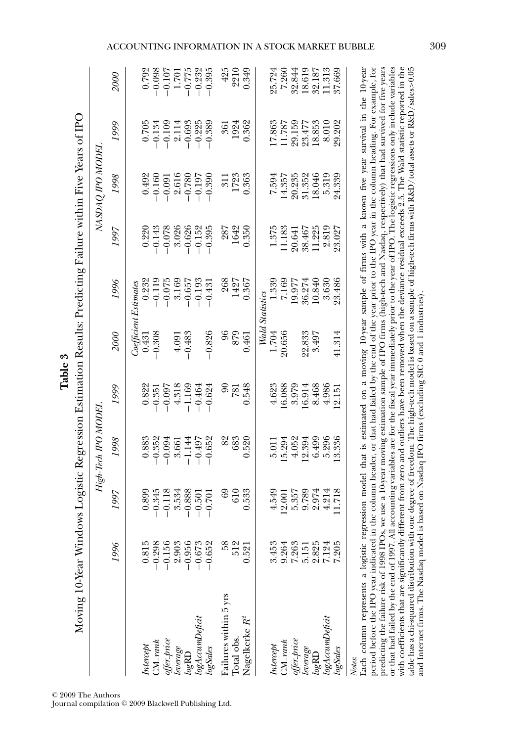**Table 3**

Moving 10-Year Windows Logistic Regression Estimation Results: Predicting Failure within Five Years of IPO

| | High-Tech IPO MODEL | | | | | NASDAQ IPO MODEL | | | | |
|---|---|---|---|---|---|---|---|---|---|---|
| | *1996* | *1997* | *1998* | *1999* | *2000* | *1996* | *1997* | *1998* | *1999* | *2000* |
| | *Coefficient Estimates* | | | | | | | | | |
| *Intercept* | 0.815 | 0.899 | 0.883 | 0.822 | 0.431 | 0.232 | 0.220 | 0.492 | 0.705 | 0.792 |
| *CM_rank* | −0.298 | −0.345 | −0.352 | −0.351 | −0.308 | −0.119 | −0.143 | −0.160 | −0.134 | −0.098 |
| *offer_price* | −0.156 | −0.118 | −0.094 | −0.097 | | −0.075 | −0.078 | −0.091 | −0.109 | −0.107 |
| *leverage* | 2.903 | 3.534 | 3.661 | 4.318 | 4.091 | 3.169 | 3.026 | 2.616 | 2.114 | 1.701 |
| *log*RD | −0.956 | −0.888 | −1.144 | −1.169 | −0.483 | −0.657 | −0.626 | −0.780 | −0.693 | −0.775 |
| *logAccumDeficit* | −0.673 | −0.501 | −0.497 | −0.464 | | −0.193 | −0.152 | −0.197 | −0.225 | −0.232 |
| *logSales* | −0.652 | −0.701 | −0.652 | −0.624 | −0.826 | −0.431 | −0.395 | −0.390 | −0.389 | −0.395 |
| Failures within 5 yrs | 58 | 69 | 82 | 90 | 96 | 268 | 287 | 311 | 361 | 425 |
| Total obs. | 512 | 610 | 683 | 781 | 879 | 1427 | 1642 | 1723 | 1924 | 2210 |
| Nagelkerke $R^2$ | 0.521 | 0.533 | 0.520 | 0.548 | 0.461 | 0.367 | 0.350 | 0.363 | 0.362 | 0.349 |
| | *Wald Statistics* | | | | | | | | | |
| *Intercept* | 3.453 | 4.549 | 5.011 | 4.623 | 1.704 | 1.339 | 1.375 | 7.594 | 17.863 | 25.724 |
| *CM_rank* | 9.264 | 12.001 | 15.294 | 16.088 | 20.656 | 7.169 | 11.183 | 14.357 | 11.787 | 7.260 |
| *offer_price* | 7.263 | 5.357 | 4.052 | 3.979 | | 19.977 | 20.641 | 20.235 | 29.159 | 32.844 |
| *leverage* | 5.151 | 9.789 | 12.394 | 16.914 | 22.833 | 36.274 | 38.467 | 31.352 | 23.477 | 18.619 |
| *log*RD | 2.825 | 2.974 | 6.499 | 8.468 | 3.497 | 10.840 | 11.225 | 18.046 | 18.853 | 32.187 |
| *logAccumDeficit* | 7.124 | 4.214 | 5.296 | 4.986 | | 3.630 | 2.819 | 5.319 | 8.010 | 11.313 |
| *logSales* | 7.205 | 11.718 | 13.336 | 12.151 | 41.314 | 23.486 | 23.027 | 24.339 | 29.202 | 37.669 |

*Notes*:
Each column represents a logistic regression model that is estimated on a moving 10-year sample of firms with a known five year survival in the 10-year period before the IPO year indicated in the column header, or that had failed by the end of the year prior to the IPO year in the column heading. For example, for predicting the failure risk of 1998 IPOs, we use a 10-year moving estimation sample of IPO firms (high-tech and Nasdaq, respectively) that had survived for five years or that had failed by the end of 1997. All accounting variables are for the fiscal year immediately prior to the year of IPO. The logistic regressions only include variables with coefficients that are significantly different from zero and outliers have been removed when the deviance residual exceeds 2.5. The Wald statistic reported in the table has a chi-squared distribution with one degree of freedom. The high-tech model is based on a sample of high-tech firms with R&D/total assets or R&D/sales>0.05 and Internet firms. The Nasdaq model is based on Nasdaq IPO firms (excluding SIC 0 and 1 industries).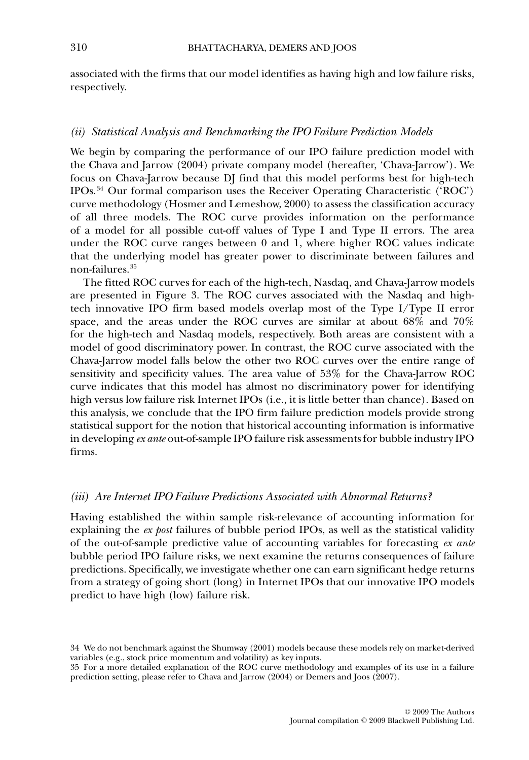associated with the firms that our model identifies as having high and low failure risks, respectively.

### *(ii) Statistical Analysis and Benchmarking the IPO Failure Prediction Models*

We begin by comparing the performance of our IPO failure prediction model with the Chava and Jarrow (2004) private company model (hereafter, 'Chava-Jarrow'). We focus on Chava-Jarrow because DJ find that this model performs best for high-tech IPOs.[34] Our formal comparison uses the Receiver Operating Characteristic ('ROC') curve methodology (Hosmer and Lemeshow, 2000) to assess the classification accuracy of all three models. The ROC curve provides information on the performance of a model for all possible cut-off values of Type I and Type II errors. The area under the ROC curve ranges between 0 and 1, where higher ROC values indicate that the underlying model has greater power to discriminate between failures and non-failures.[35]

The fitted ROC curves for each of the high-tech, Nasdaq, and Chava-Jarrow models are presented in Figure 3. The ROC curves associated with the Nasdaq and high-tech innovative IPO firm based models overlap most of the Type I/Type II error space, and the areas under the ROC curves are similar at about 68% and 70% for the high-tech and Nasdaq models, respectively. Both areas are consistent with a model of good discriminatory power. In contrast, the ROC curve associated with the Chava-Jarrow model falls below the other two ROC curves over the entire range of sensitivity and specificity values. The area value of 53% for the Chava-Jarrow ROC curve indicates that this model has almost no discriminatory power for identifying high versus low failure risk Internet IPOs (i.e., it is little better than chance). Based on this analysis, we conclude that the IPO firm failure prediction models provide strong statistical support for the notion that historical accounting information is informative in developing *ex ante* out-of-sample IPO failure risk assessments for bubble industry IPO firms.

### *(iii) Are Internet IPO Failure Predictions Associated with Abnormal Returns?*

Having established the within sample risk-relevance of accounting information for explaining the *ex post* failures of bubble period IPOs, as well as the statistical validity of the out-of-sample predictive value of accounting variables for forecasting *ex ante* bubble period IPO failure risks, we next examine the returns consequences of failure predictions. Specifically, we investigate whether one can earn significant hedge returns from a strategy of going short (long) in Internet IPOs that our innovative IPO models predict to have high (low) failure risk.

34 We do not benchmark against the Shumway (2001) models because these models rely on market-derived variables (e.g., stock price momentum and volatility) as key inputs.

35 For a more detailed explanation of the ROC curve methodology and examples of its use in a failure prediction setting, please refer to Chava and Jarrow (2004) or Demers and Joos (2007).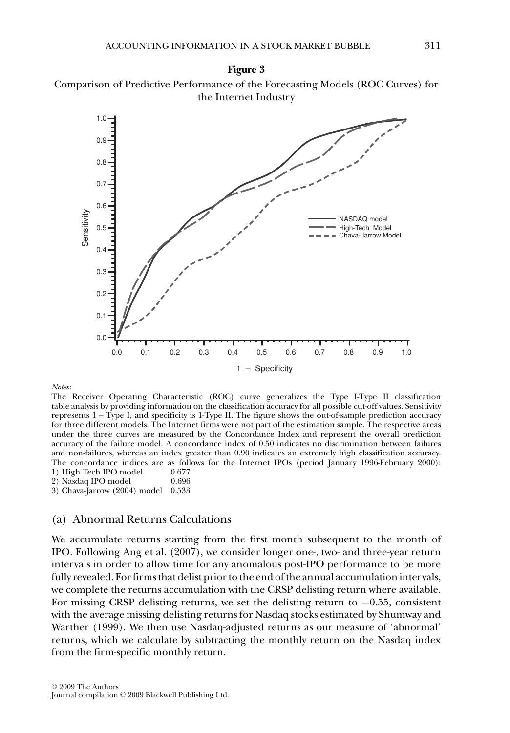**Figure 3**

Comparison of Predictive Performance of the Forecasting Models (ROC Curves) for the Internet Industry

*Notes*:

The Receiver Operating Characteristic (ROC) curve generalizes the Type I-Type II classification table analysis by providing information on the classification accuracy for all possible cut-off values. Sensitivity represents 1 – Type I, and specificity is 1-Type II. The figure shows the out-of-sample prediction accuracy for three different models. The Internet firms were not part of the estimation sample. The respective areas under the three curves are measured by the Concordance Index and represent the overall prediction accuracy of the failure model. A concordance index of 0.50 indicates no discrimination between failures and non-failures, whereas an index greater than 0.90 indicates an extremely high classification accuracy. The concordance indices are as follows for the Internet IPOs (period January 1996-February 2000):

1) High Tech IPO model 0.677
2) Nasdaq IPO model 0.696
3) Chava-Jarrow (2004) model 0.533

## (a) Abnormal Returns Calculations

We accumulate returns starting from the first month subsequent to the month of IPO. Following Ang et al. (2007), we consider longer one-, two- and three-year return intervals in order to allow time for any anomalous post-IPO performance to be more fully revealed. For firms that delist prior to the end of the annual accumulation intervals, we complete the returns accumulation with the CRSP delisting return where available. For missing CRSP delisting returns, we set the delisting return to $-0.55$, consistent with the average missing delisting returns for Nasdaq stocks estimated by Shumway and Warther (1999). We then use Nasdaq-adjusted returns as our measure of 'abnormal' returns, which we calculate by subtracting the monthly return on the Nasdaq index from the firm-specific monthly return.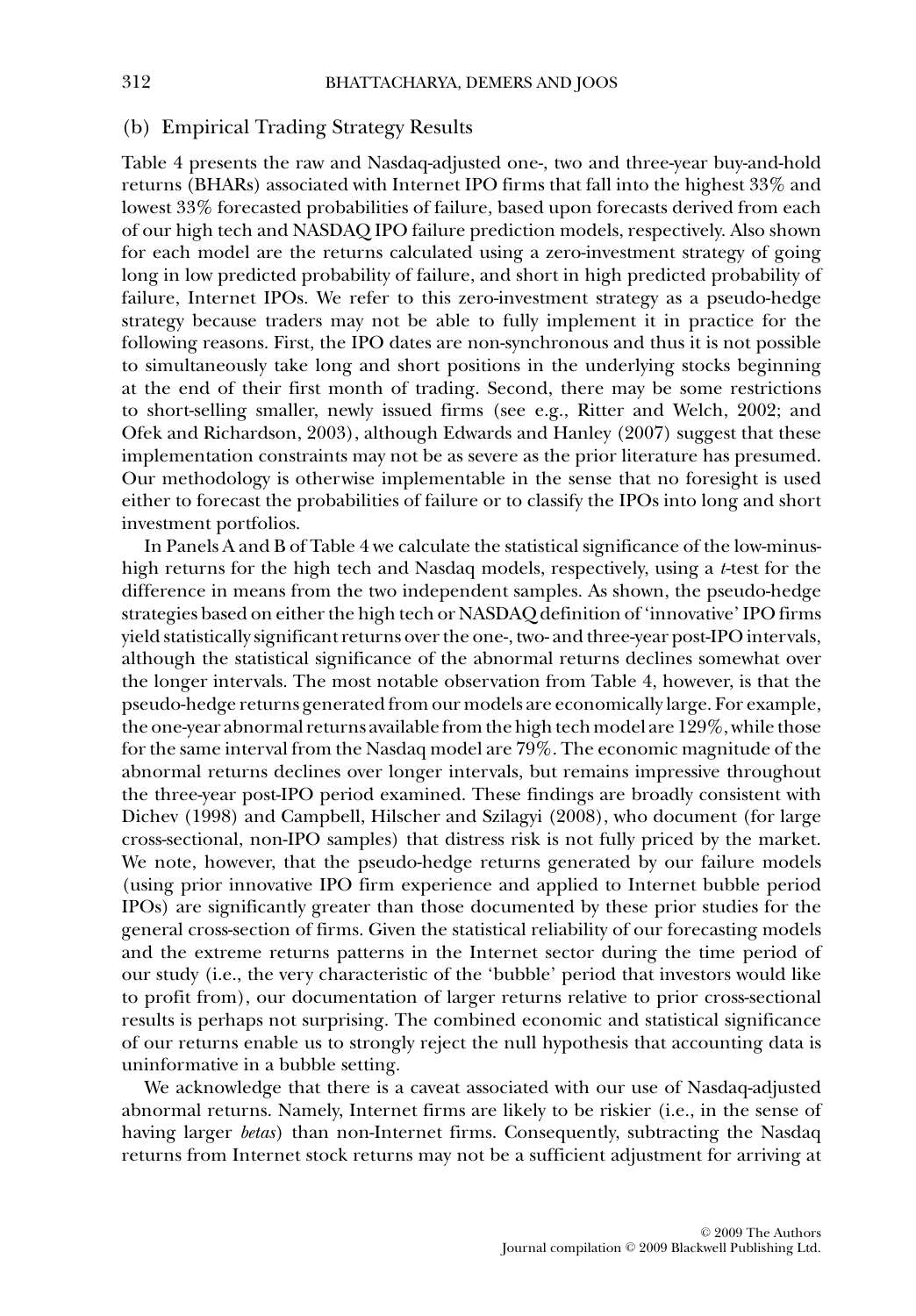### (b) Empirical Trading Strategy Results

Table 4 presents the raw and Nasdaq-adjusted one-, two and three-year buy-and-hold returns (BHARs) associated with Internet IPO firms that fall into the highest 33% and lowest 33% forecasted probabilities of failure, based upon forecasts derived from each of our high tech and NASDAQ IPO failure prediction models, respectively. Also shown for each model are the returns calculated using a zero-investment strategy of going long in low predicted probability of failure, and short in high predicted probability of failure, Internet IPOs. We refer to this zero-investment strategy as a pseudo-hedge strategy because traders may not be able to fully implement it in practice for the following reasons. First, the IPO dates are non-synchronous and thus it is not possible to simultaneously take long and short positions in the underlying stocks beginning at the end of their first month of trading. Second, there may be some restrictions to short-selling smaller, newly issued firms (see e.g., Ritter and Welch, 2002; and Ofek and Richardson, 2003), although Edwards and Hanley (2007) suggest that these implementation constraints may not be as severe as the prior literature has presumed. Our methodology is otherwise implementable in the sense that no foresight is used either to forecast the probabilities of failure or to classify the IPOs into long and short investment portfolios.

In Panels A and B of Table 4 we calculate the statistical significance of the low-minus-high returns for the high tech and Nasdaq models, respectively, using a *t*-test for the difference in means from the two independent samples. As shown, the pseudo-hedge strategies based on either the high tech or NASDAQ definition of 'innovative' IPO firms yield statistically significant returns over the one-, two- and three-year post-IPO intervals, although the statistical significance of the abnormal returns declines somewhat over the longer intervals. The most notable observation from Table 4, however, is that the pseudo-hedge returns generated from our models are economically large. For example, the one-year abnormal returns available from the high tech model are 129%, while those for the same interval from the Nasdaq model are 79%. The economic magnitude of the abnormal returns declines over longer intervals, but remains impressive throughout the three-year post-IPO period examined. These findings are broadly consistent with Dichev (1998) and Campbell, Hilscher and Szilagyi (2008), who document (for large cross-sectional, non-IPO samples) that distress risk is not fully priced by the market. We note, however, that the pseudo-hedge returns generated by our failure models (using prior innovative IPO firm experience and applied to Internet bubble period IPOs) are significantly greater than those documented by these prior studies for the general cross-section of firms. Given the statistical reliability of our forecasting models and the extreme returns patterns in the Internet sector during the time period of our study (i.e., the very characteristic of the 'bubble' period that investors would like to profit from), our documentation of larger returns relative to prior cross-sectional results is perhaps not surprising. The combined economic and statistical significance of our returns enable us to strongly reject the null hypothesis that accounting data is uninformative in a bubble setting.

We acknowledge that there is a caveat associated with our use of Nasdaq-adjusted abnormal returns. Namely, Internet firms are likely to be riskier (i.e., in the sense of having larger *betas*) than non-Internet firms. Consequently, subtracting the Nasdaq returns from Internet stock returns may not be a sufficient adjustment for arriving at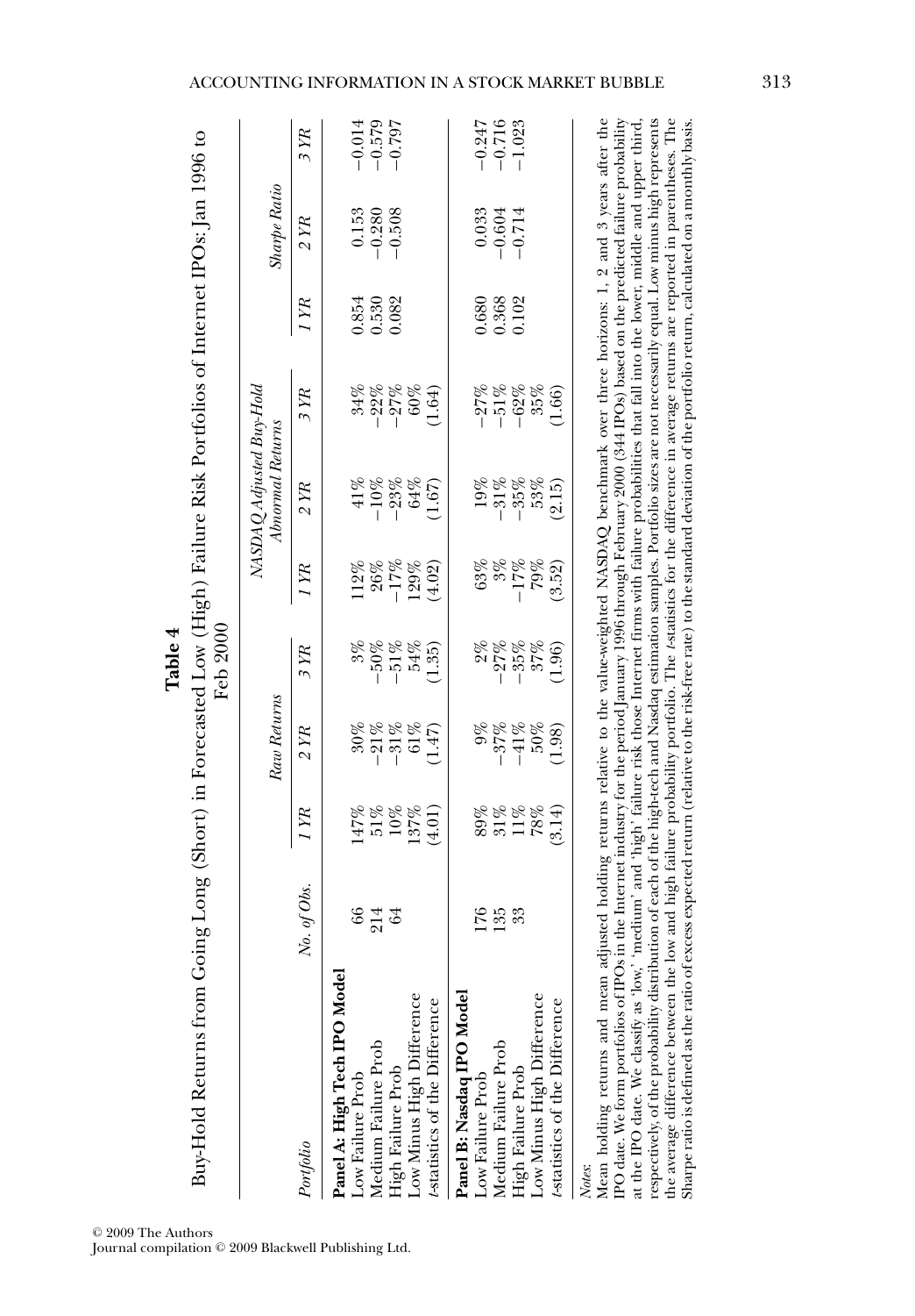**Table 4**

Buy-Hold Returns from Going Long (Short) in Forecasted Low (High) Failure Risk Portfolios of Internet IPOs: Jan 1996 to Feb 2000

| *Portfolio* | *No. of Obs.* | *Raw Returns* | | | *NASDAQ Adjusted Buy-Hold Abnormal Returns* | | | *Sharpe Ratio* | | |
|---|---|---|---|---|---|---|---|---|---|---|
| | | *1 YR* | *2 YR* | *3 YR* | *1 YR* | *2 YR* | *3 YR* | *1 YR* | *2 YR* | *3 YR* |
| **Panel A: High Tech IPO Model** | | | | | | | | | | |
| Low Failure Prob | 66 | 147% | 30% | 3% | 112% | 41% | 34% | 0.854 | 0.153 | −0.014 |
| Medium Failure Prob | 214 | 51% | −21% | −50% | 26% | −10% | −22% | 0.530 | −0.280 | −0.579 |
| High Failure Prob | 64 | 10% | −31% | −51% | −17% | −23% | −27% | 0.082 | −0.508 | −0.797 |
| Low Minus High Difference | | 137% | 61% | 54% | 129% | 64% | 60% | | | |
| *t*-statistics of the Difference | | (4.01) | (1.47) | (1.35) | (4.02) | (1.67) | (1.64) | | | |
| **Panel B: Nasdaq IPO Model** | | | | | | | | | | |
| Low Failure Prob | 176 | 89% | 9% | 2% | 63% | 19% | −27% | 0.680 | 0.033 | −0.247 |
| Medium Failure Prob | 135 | 31% | −37% | −27% | 3% | −31% | −51% | 0.368 | −0.604 | −0.716 |
| High Failure Prob | 33 | 11% | −41% | −35% | −17% | −35% | −62% | 0.102 | −0.714 | −1.023 |
| Low Minus High Difference | | 78% | 50% | 37% | 79% | 53% | 35% | | | |
| *t*-statistics of the Difference | | (3.14) | (1.98) | (1.96) | (3.52) | (2.15) | (1.66) | | | |

*Notes:*

Mean holding returns and mean adjusted holding returns relative to the value-weighted NASDAQ benchmark over three horizons: 1, 2 and 3 years after the IPO date. We form portfolios of IPOs in the Internet industry for the period January 1996 through February 2000 (344 IPOs) based on the predicted failure probability at the IPO date. We classify as 'low,' 'medium' and 'high' failure risk those Internet firms with failure probabilities that fall into the lower, middle and upper third, respectively, of the probability distribution of each of the high-tech and Nasdaq estimation samples. Portfolio sizes are not necessarily equal. Low minus high represents the average difference between the low and high failure probability portfolio. The *t*-statistics for the difference in average returns are reported in parentheses. The Sharpe ratio is defined as the ratio of excess expected return (relative to the risk-free rate) to the standard deviation of the portfolio return, calculated on a monthly basis.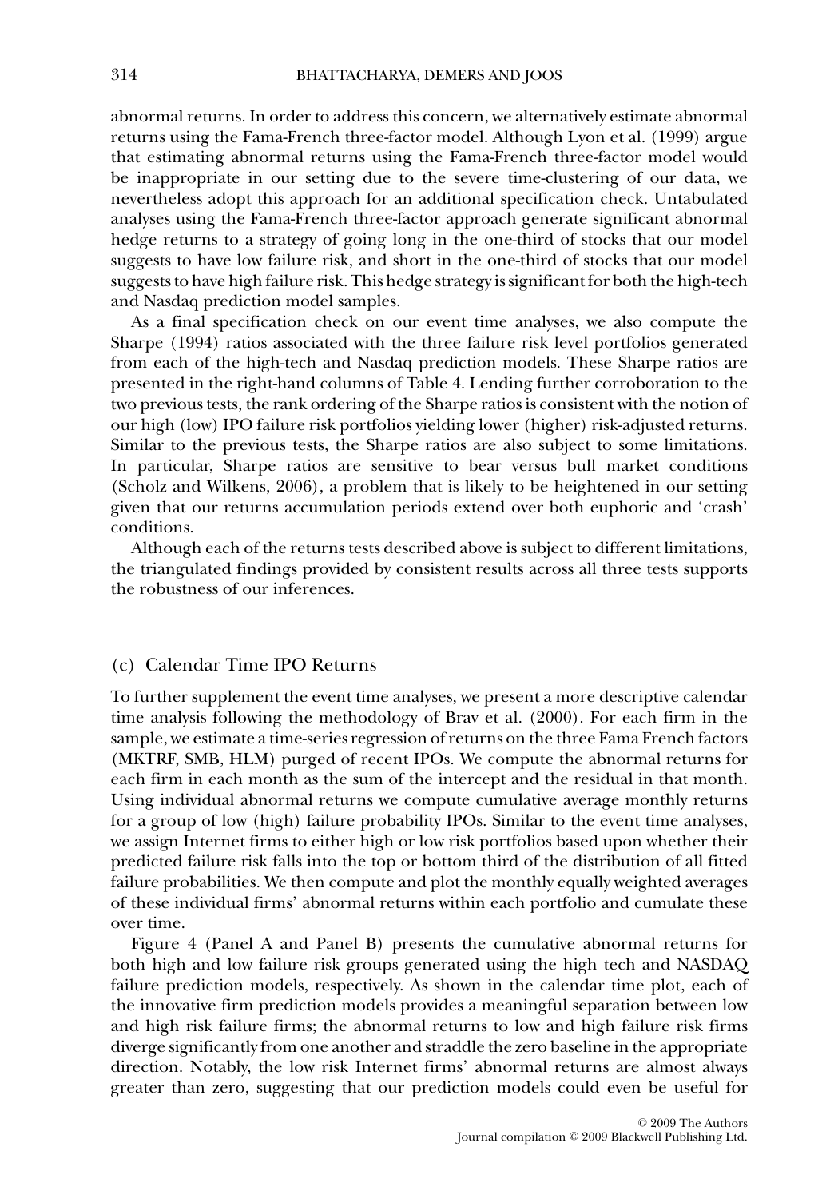abnormal returns. In order to address this concern, we alternatively estimate abnormal returns using the Fama-French three-factor model. Although Lyon et al. (1999) argue that estimating abnormal returns using the Fama-French three-factor model would be inappropriate in our setting due to the severe time-clustering of our data, we nevertheless adopt this approach for an additional specification check. Untabulated analyses using the Fama-French three-factor approach generate significant abnormal hedge returns to a strategy of going long in the one-third of stocks that our model suggests to have low failure risk, and short in the one-third of stocks that our model suggests to have high failure risk. This hedge strategy is significant for both the high-tech and Nasdaq prediction model samples.

As a final specification check on our event time analyses, we also compute the Sharpe (1994) ratios associated with the three failure risk level portfolios generated from each of the high-tech and Nasdaq prediction models. These Sharpe ratios are presented in the right-hand columns of Table 4. Lending further corroboration to the two previous tests, the rank ordering of the Sharpe ratios is consistent with the notion of our high (low) IPO failure risk portfolios yielding lower (higher) risk-adjusted returns. Similar to the previous tests, the Sharpe ratios are also subject to some limitations. In particular, Sharpe ratios are sensitive to bear versus bull market conditions (Scholz and Wilkens, 2006), a problem that is likely to be heightened in our setting given that our returns accumulation periods extend over both euphoric and 'crash' conditions.

Although each of the returns tests described above is subject to different limitations, the triangulated findings provided by consistent results across all three tests supports the robustness of our inferences.

### (c) Calendar Time IPO Returns

To further supplement the event time analyses, we present a more descriptive calendar time analysis following the methodology of Brav et al. (2000). For each firm in the sample, we estimate a time-series regression of returns on the three Fama French factors (MKTRF, SMB, HLM) purged of recent IPOs. We compute the abnormal returns for each firm in each month as the sum of the intercept and the residual in that month. Using individual abnormal returns we compute cumulative average monthly returns for a group of low (high) failure probability IPOs. Similar to the event time analyses, we assign Internet firms to either high or low risk portfolios based upon whether their predicted failure risk falls into the top or bottom third of the distribution of all fitted failure probabilities. We then compute and plot the monthly equally weighted averages of these individual firms' abnormal returns within each portfolio and cumulate these over time.

Figure 4 (Panel A and Panel B) presents the cumulative abnormal returns for both high and low failure risk groups generated using the high tech and NASDAQ failure prediction models, respectively. As shown in the calendar time plot, each of the innovative firm prediction models provides a meaningful separation between low and high risk failure firms; the abnormal returns to low and high failure risk firms diverge significantly from one another and straddle the zero baseline in the appropriate direction. Notably, the low risk Internet firms' abnormal returns are almost always greater than zero, suggesting that our prediction models could even be useful for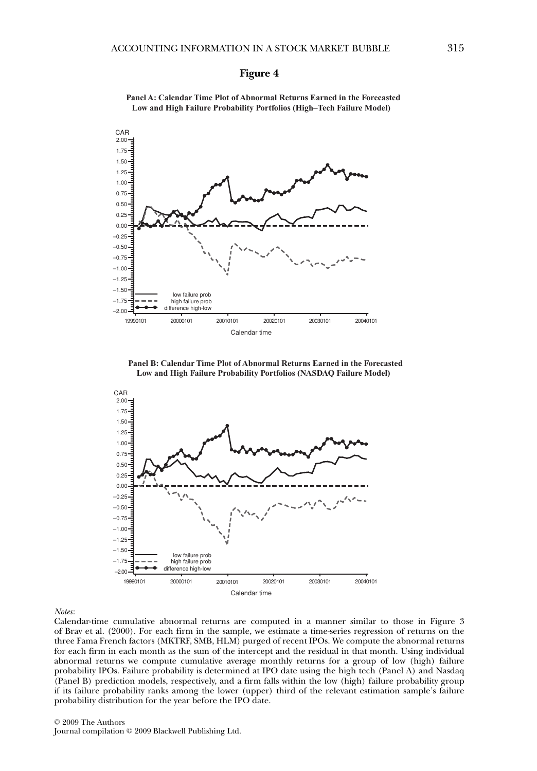**Figure 4**

**Panel A: Calendar Time Plot of Abnormal Returns Earned in the Forecasted Low and High Failure Probability Portfolios (High–Tech Failure Model)**

**Panel B: Calendar Time Plot of Abnormal Returns Earned in the Forecasted Low and High Failure Probability Portfolios (NASDAQ Failure Model)**

*Notes*:

Calendar-time cumulative abnormal returns are computed in a manner similar to those in Figure 3 of Brav et al. (2000). For each firm in the sample, we estimate a time-series regression of returns on the three Fama French factors (MKTRF, SMB, HLM) purged of recent IPOs. We compute the abnormal returns for each firm in each month as the sum of the intercept and the residual in that month. Using individual abnormal returns we compute cumulative average monthly returns for a group of low (high) failure probability IPOs. Failure probability is determined at IPO date using the high tech (Panel A) and Nasdaq (Panel B) prediction models, respectively, and a firm falls within the low (high) failure probability group if its failure probability ranks among the lower (upper) third of the relevant estimation sample's failure probability distribution for the year before the IPO date.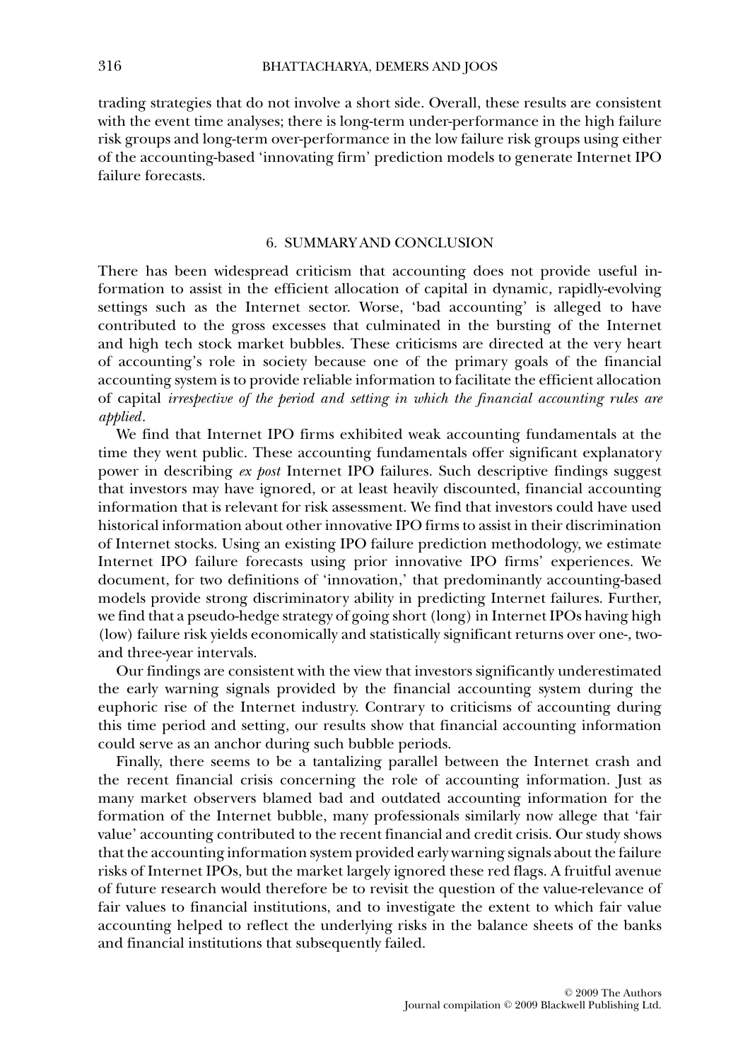trading strategies that do not involve a short side. Overall, these results are consistent with the event time analyses; there is long-term under-performance in the high failure risk groups and long-term over-performance in the low failure risk groups using either of the accounting-based 'innovating firm' prediction models to generate Internet IPO failure forecasts.

## 6. SUMMARY AND CONCLUSION

There has been widespread criticism that accounting does not provide useful information to assist in the efficient allocation of capital in dynamic, rapidly-evolving settings such as the Internet sector. Worse, 'bad accounting' is alleged to have contributed to the gross excesses that culminated in the bursting of the Internet and high tech stock market bubbles. These criticisms are directed at the very heart of accounting's role in society because one of the primary goals of the financial accounting system is to provide reliable information to facilitate the efficient allocation of capital *irrespective of the period and setting in which the financial accounting rules are applied*.

We find that Internet IPO firms exhibited weak accounting fundamentals at the time they went public. These accounting fundamentals offer significant explanatory power in describing *ex post* Internet IPO failures. Such descriptive findings suggest that investors may have ignored, or at least heavily discounted, financial accounting information that is relevant for risk assessment. We find that investors could have used historical information about other innovative IPO firms to assist in their discrimination of Internet stocks. Using an existing IPO failure prediction methodology, we estimate Internet IPO failure forecasts using prior innovative IPO firms' experiences. We document, for two definitions of 'innovation,' that predominantly accounting-based models provide strong discriminatory ability in predicting Internet failures. Further, we find that a pseudo-hedge strategy of going short (long) in Internet IPOs having high (low) failure risk yields economically and statistically significant returns over one-, two- and three-year intervals.

Our findings are consistent with the view that investors significantly underestimated the early warning signals provided by the financial accounting system during the euphoric rise of the Internet industry. Contrary to criticisms of accounting during this time period and setting, our results show that financial accounting information could serve as an anchor during such bubble periods.

Finally, there seems to be a tantalizing parallel between the Internet crash and the recent financial crisis concerning the role of accounting information. Just as many market observers blamed bad and outdated accounting information for the formation of the Internet bubble, many professionals similarly now allege that 'fair value' accounting contributed to the recent financial and credit crisis. Our study shows that the accounting information system provided early warning signals about the failure risks of Internet IPOs, but the market largely ignored these red flags. A fruitful avenue of future research would therefore be to revisit the question of the value-relevance of fair values to financial institutions, and to investigate the extent to which fair value accounting helped to reflect the underlying risks in the balance sheets of the banks and financial institutions that subsequently failed.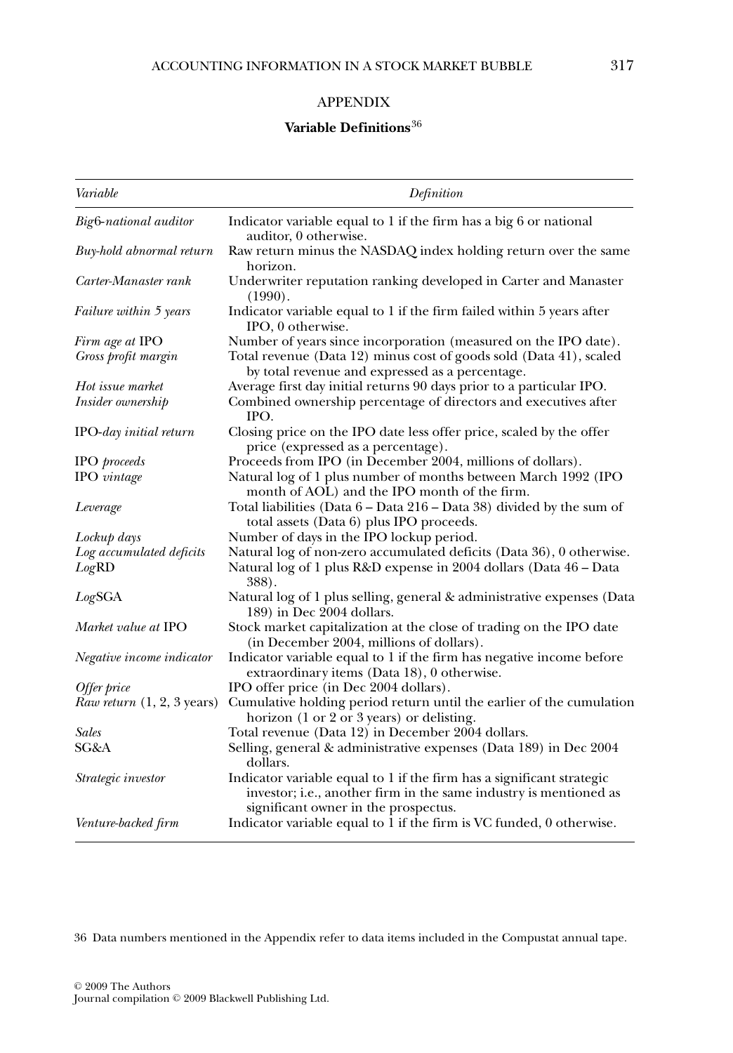## APPENDIX

### Variable Definitions[36]

| *Variable* | *Definition* |
|---|---|
| *Big*6-*national auditor* | Indicator variable equal to 1 if the firm has a big 6 or national auditor, 0 otherwise. |
| *Buy-hold abnormal return* | Raw return minus the NASDAQ index holding return over the same horizon. |
| *Carter-Manaster rank* | Underwriter reputation ranking developed in Carter and Manaster (1990). |
| *Failure within 5 years* | Indicator variable equal to 1 if the firm failed within 5 years after IPO, 0 otherwise. |
| *Firm age at* IPO | Number of years since incorporation (measured on the IPO date). |
| *Gross profit margin* | Total revenue (Data 12) minus cost of goods sold (Data 41), scaled by total revenue and expressed as a percentage. |
| *Hot issue market* | Average first day initial returns 90 days prior to a particular IPO. |
| *Insider ownership* | Combined ownership percentage of directors and executives after IPO. |
| IPO-*day initial return* | Closing price on the IPO date less offer price, scaled by the offer price (expressed as a percentage). |
| IPO *proceeds* | Proceeds from IPO (in December 2004, millions of dollars). |
| IPO *vintage* | Natural log of 1 plus number of months between March 1992 (IPO month of AOL) and the IPO month of the firm. |
| *Leverage* | Total liabilities (Data 6 – Data 216 – Data 38) divided by the sum of total assets (Data 6) plus IPO proceeds. |
| *Lockup days* | Number of days in the IPO lockup period. |
| *Log accumulated deficits* | Natural log of non-zero accumulated deficits (Data 36), 0 otherwise. |
| *Log*RD | Natural log of 1 plus R&D expense in 2004 dollars (Data 46 – Data 388). |
| *Log*SGA | Natural log of 1 plus selling, general & administrative expenses (Data 189) in Dec 2004 dollars. |
| *Market value at* IPO | Stock market capitalization at the close of trading on the IPO date (in December 2004, millions of dollars). |
| *Negative income indicator* | Indicator variable equal to 1 if the firm has negative income before extraordinary items (Data 18), 0 otherwise. |
| *Offer price* | IPO offer price (in Dec 2004 dollars). |
| *Raw return* (1, 2, 3 years) | Cumulative holding period return until the earlier of the cumulation horizon (1 or 2 or 3 years) or delisting. |
| *Sales* | Total revenue (Data 12) in December 2004 dollars. |
| SG&A | Selling, general & administrative expenses (Data 189) in Dec 2004 dollars. |
| *Strategic investor* | Indicator variable equal to 1 if the firm has a significant strategic investor; i.e., another firm in the same industry is mentioned as significant owner in the prospectus. |
| *Venture-backed firm* | Indicator variable equal to 1 if the firm is VC funded, 0 otherwise. |

36 Data numbers mentioned in the Appendix refer to data items included in the Compustat annual tape.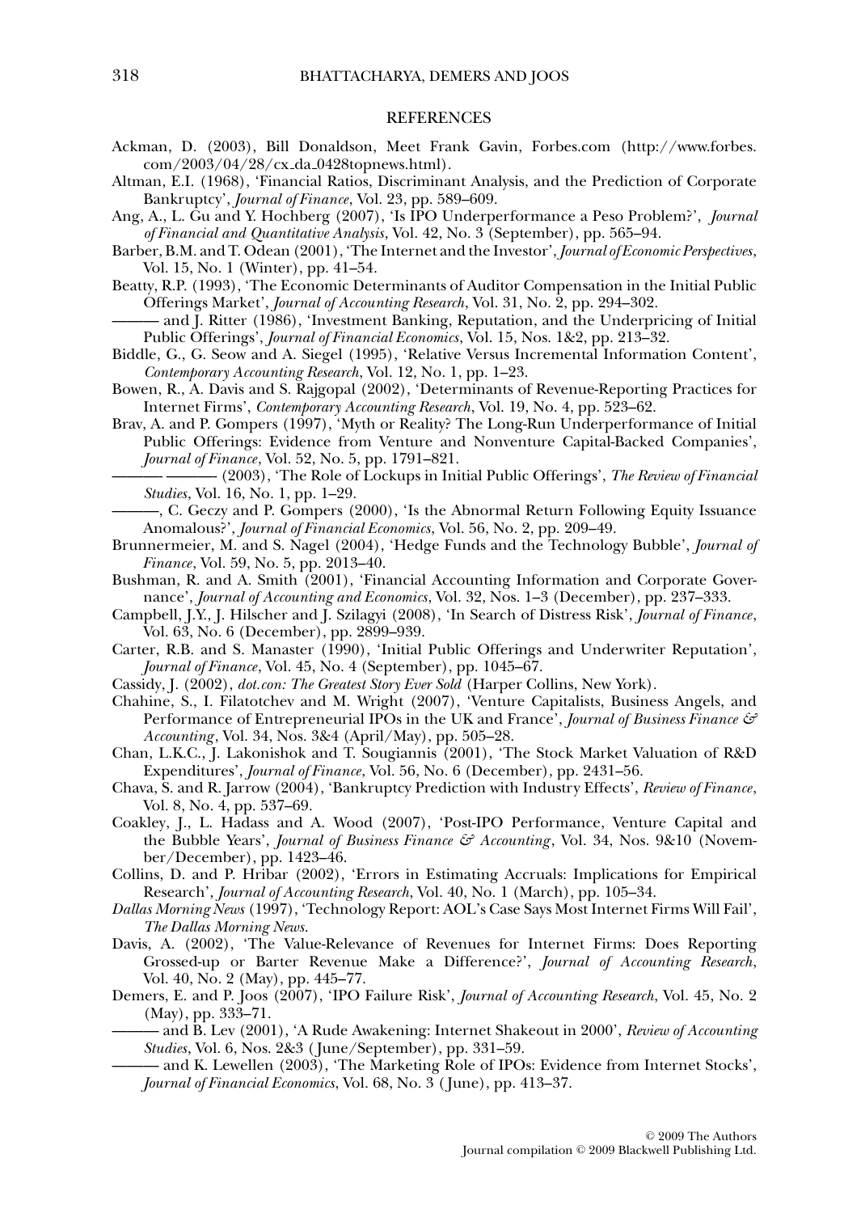## REFERENCES

Ackman, D. (2003), Bill Donaldson, Meet Frank Gavin, Forbes.com (http://www.forbes.com/2003/04/28/cx_da_0428topnews.html).

Altman, E.I. (1968), 'Financial Ratios, Discriminant Analysis, and the Prediction of Corporate Bankruptcy', *Journal of Finance*, Vol. 23, pp. 589–609.

Ang, A., L. Gu and Y. Hochberg (2007), 'Is IPO Underperformance a Peso Problem?', *Journal of Financial and Quantitative Analysis*, Vol. 42, No. 3 (September), pp. 565–94.

Barber, B.M. and T. Odean (2001), 'The Internet and the Investor', *Journal of Economic Perspectives*, Vol. 15, No. 1 (Winter), pp. 41–54.

Beatty, R.P. (1993), 'The Economic Determinants of Auditor Compensation in the Initial Public Offerings Market', *Journal of Accounting Research*, Vol. 31, No. 2, pp. 294–302.

——— and J. Ritter (1986), 'Investment Banking, Reputation, and the Underpricing of Initial Public Offerings', *Journal of Financial Economics*, Vol. 15, Nos. 1&2, pp. 213–32.

Biddle, G., G. Seow and A. Siegel (1995), 'Relative Versus Incremental Information Content', *Contemporary Accounting Research*, Vol. 12, No. 1, pp. 1–23.

Bowen, R., A. Davis and S. Rajgopal (2002), 'Determinants of Revenue-Reporting Practices for Internet Firms', *Contemporary Accounting Research*, Vol. 19, No. 4, pp. 523–62.

Brav, A. and P. Gompers (1997), 'Myth or Reality? The Long-Run Underperformance of Initial Public Offerings: Evidence from Venture and Nonventure Capital-Backed Companies', *Journal of Finance*, Vol. 52, No. 5, pp. 1791–821.

——— ——— (2003), 'The Role of Lockups in Initial Public Offerings', *The Review of Financial Studies*, Vol. 16, No. 1, pp. 1–29.

———, C. Geczy and P. Gompers (2000), 'Is the Abnormal Return Following Equity Issuance Anomalous?', *Journal of Financial Economics*, Vol. 56, No. 2, pp. 209–49.

Brunnermeier, M. and S. Nagel (2004), 'Hedge Funds and the Technology Bubble', *Journal of Finance*, Vol. 59, No. 5, pp. 2013–40.

Bushman, R. and A. Smith (2001), 'Financial Accounting Information and Corporate Governance', *Journal of Accounting and Economics*, Vol. 32, Nos. 1–3 (December), pp. 237–333.

Campbell, J.Y., J. Hilscher and J. Szilagyi (2008), 'In Search of Distress Risk', *Journal of Finance*, Vol. 63, No. 6 (December), pp. 2899–939.

Carter, R.B. and S. Manaster (1990), 'Initial Public Offerings and Underwriter Reputation', *Journal of Finance*, Vol. 45, No. 4 (September), pp. 1045–67.

Cassidy, J. (2002), *dot.con: The Greatest Story Ever Sold* (Harper Collins, New York).

Chahine, S., I. Filatotchev and M. Wright (2007), 'Venture Capitalists, Business Angels, and Performance of Entrepreneurial IPOs in the UK and France', *Journal of Business Finance & Accounting*, Vol. 34, Nos. 3&4 (April/May), pp. 505–28.

Chan, L.K.C., J. Lakonishok and T. Sougiannis (2001), 'The Stock Market Valuation of R&D Expenditures', *Journal of Finance*, Vol. 56, No. 6 (December), pp. 2431–56.

Chava, S. and R. Jarrow (2004), 'Bankruptcy Prediction with Industry Effects', *Review of Finance*, Vol. 8, No. 4, pp. 537–69.

Coakley, J., L. Hadass and A. Wood (2007), 'Post-IPO Performance, Venture Capital and the Bubble Years', *Journal of Business Finance & Accounting*, Vol. 34, Nos. 9&10 (November/December), pp. 1423–46.

Collins, D. and P. Hribar (2002), 'Errors in Estimating Accruals: Implications for Empirical Research', *Journal of Accounting Research*, Vol. 40, No. 1 (March), pp. 105–34.

*Dallas Morning News* (1997), 'Technology Report: AOL's Case Says Most Internet Firms Will Fail', *The Dallas Morning News*.

Davis, A. (2002), 'The Value-Relevance of Revenues for Internet Firms: Does Reporting Grossed-up or Barter Revenue Make a Difference?', *Journal of Accounting Research*, Vol. 40, No. 2 (May), pp. 445–77.

Demers, E. and P. Joos (2007), 'IPO Failure Risk', *Journal of Accounting Research*, Vol. 45, No. 2 (May), pp. 333–71.

——— and B. Lev (2001), 'A Rude Awakening: Internet Shakeout in 2000', *Review of Accounting Studies*, Vol. 6, Nos. 2&3 (June/September), pp. 331–59.

——— and K. Lewellen (2003), 'The Marketing Role of IPOs: Evidence from Internet Stocks', *Journal of Financial Economics*, Vol. 68, No. 3 (June), pp. 413–37.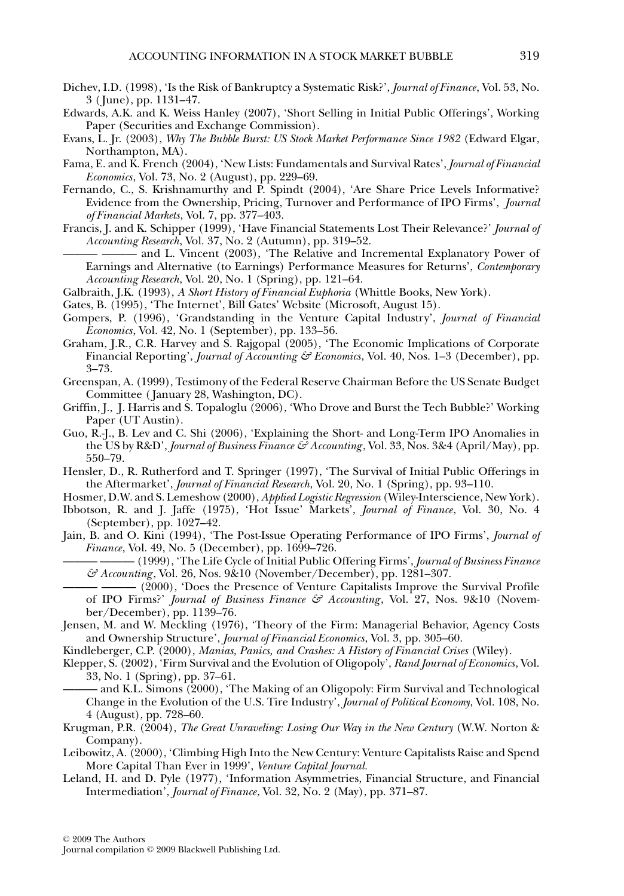Dichev, I.D. (1998), 'Is the Risk of Bankruptcy a Systematic Risk?', *Journal of Finance*, Vol. 53, No. 3 (June), pp. 1131–47.

Edwards, A.K. and K. Weiss Hanley (2007), 'Short Selling in Initial Public Offerings', Working Paper (Securities and Exchange Commission).

Evans, L. Jr. (2003), *Why The Bubble Burst: US Stock Market Performance Since 1982* (Edward Elgar, Northampton, MA).

Fama, E. and K. French (2004), 'New Lists: Fundamentals and Survival Rates', *Journal of Financial Economics*, Vol. 73, No. 2 (August), pp. 229–69.

Fernando, C., S. Krishnamurthy and P. Spindt (2004), 'Are Share Price Levels Informative? Evidence from the Ownership, Pricing, Turnover and Performance of IPO Firms', *Journal of Financial Markets*, Vol. 7, pp. 377–403.

Francis, J. and K. Schipper (1999), 'Have Financial Statements Lost Their Relevance?' *Journal of Accounting Research*, Vol. 37, No. 2 (Autumn), pp. 319–52.

——— ——— and L. Vincent (2003), 'The Relative and Incremental Explanatory Power of Earnings and Alternative (to Earnings) Performance Measures for Returns', *Contemporary Accounting Research*, Vol. 20, No. 1 (Spring), pp. 121–64.

Galbraith, J.K. (1993), *A Short History of Financial Euphoria* (Whittle Books, New York).

Gates, B. (1995), 'The Internet', Bill Gates' Website (Microsoft, August 15).

Gompers, P. (1996), 'Grandstanding in the Venture Capital Industry', *Journal of Financial Economics*, Vol. 42, No. 1 (September), pp. 133–56.

Graham, J.R., C.R. Harvey and S. Rajgopal (2005), 'The Economic Implications of Corporate Financial Reporting', *Journal of Accounting & Economics*, Vol. 40, Nos. 1–3 (December), pp. 3–73.

Greenspan, A. (1999), Testimony of the Federal Reserve Chairman Before the US Senate Budget Committee (January 28, Washington, DC).

Griffin, J., J. Harris and S. Topaloglu (2006), 'Who Drove and Burst the Tech Bubble?' Working Paper (UT Austin).

Guo, R.-J., B. Lev and C. Shi (2006), 'Explaining the Short- and Long-Term IPO Anomalies in the US by R&D', *Journal of Business Finance & Accounting*, Vol. 33, Nos. 3&4 (April/May), pp. 550–79.

Hensler, D., R. Rutherford and T. Springer (1997), 'The Survival of Initial Public Offerings in the Aftermarket', *Journal of Financial Research*, Vol. 20, No. 1 (Spring), pp. 93–110.

Hosmer, D.W. and S. Lemeshow (2000), *Applied Logistic Regression* (Wiley-Interscience, New York).

Ibbotson, R. and J. Jaffe (1975), 'Hot Issue' Markets', *Journal of Finance*, Vol. 30, No. 4 (September), pp. 1027–42.

Jain, B. and O. Kini (1994), 'The Post-Issue Operating Performance of IPO Firms', *Journal of Finance*, Vol. 49, No. 5 (December), pp. 1699–726.

——— ——— (1999), 'The Life Cycle of Initial Public Offering Firms', *Journal of Business Finance & Accounting*, Vol. 26, Nos. 9&10 (November/December), pp. 1281–307.

——— ——— (2000), 'Does the Presence of Venture Capitalists Improve the Survival Profile of IPO Firms?' *Journal of Business Finance & Accounting*, Vol. 27, Nos. 9&10 (November/December), pp. 1139–76.

Jensen, M. and W. Meckling (1976), 'Theory of the Firm: Managerial Behavior, Agency Costs and Ownership Structure', *Journal of Financial Economics*, Vol. 3, pp. 305–60.

Kindleberger, C.P. (2000), *Manias, Panics, and Crashes: A History of Financial Crises* (Wiley).

Klepper, S. (2002), 'Firm Survival and the Evolution of Oligopoly', *Rand Journal of Economics*, Vol. 33, No. 1 (Spring), pp. 37–61.

——— and K.L. Simons (2000), 'The Making of an Oligopoly: Firm Survival and Technological Change in the Evolution of the U.S. Tire Industry', *Journal of Political Economy*, Vol. 108, No. 4 (August), pp. 728–60.

Krugman, P.R. (2004), *The Great Unraveling: Losing Our Way in the New Century* (W.W. Norton & Company).

Leibowitz, A. (2000), 'Climbing High Into the New Century: Venture Capitalists Raise and Spend More Capital Than Ever in 1999', *Venture Capital Journal*.

Leland, H. and D. Pyle (1977), 'Information Asymmetries, Financial Structure, and Financial Intermediation', *Journal of Finance*, Vol. 32, No. 2 (May), pp. 371–87.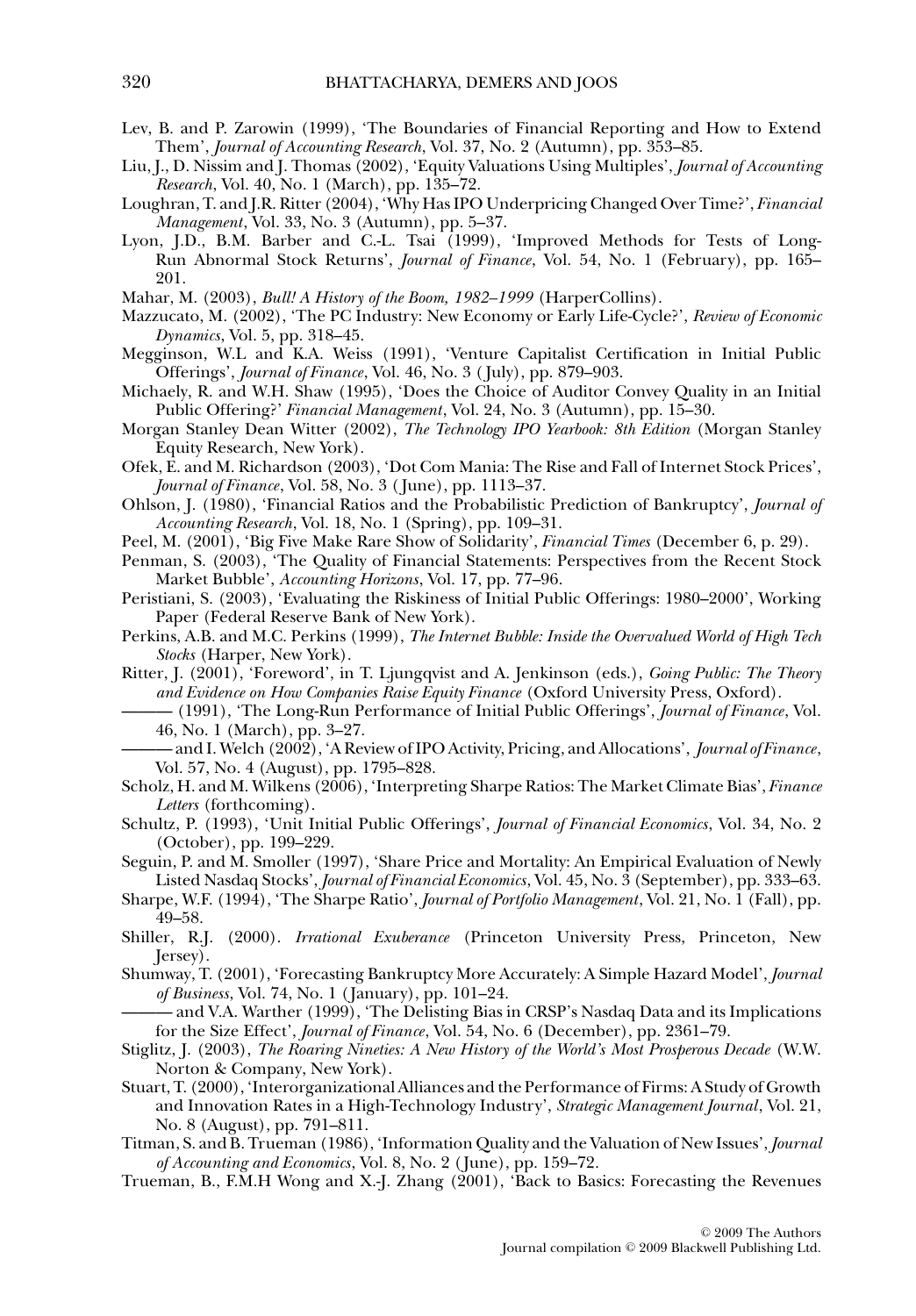Lev, B. and P. Zarowin (1999), 'The Boundaries of Financial Reporting and How to Extend Them', *Journal of Accounting Research*, Vol. 37, No. 2 (Autumn), pp. 353–85.

Liu, J., D. Nissim and J. Thomas (2002), 'Equity Valuations Using Multiples', *Journal of Accounting Research*, Vol. 40, No. 1 (March), pp. 135–72.

Loughran, T. and J.R. Ritter (2004), 'Why Has IPO Underpricing Changed Over Time?', *Financial Management*, Vol. 33, No. 3 (Autumn), pp. 5–37.

Lyon, J.D., B.M. Barber and C.-L. Tsai (1999), 'Improved Methods for Tests of Long-Run Abnormal Stock Returns', *Journal of Finance*, Vol. 54, No. 1 (February), pp. 165–201.

Mahar, M. (2003), *Bull! A History of the Boom, 1982–1999* (HarperCollins).

Mazzucato, M. (2002), 'The PC Industry: New Economy or Early Life-Cycle?', *Review of Economic Dynamics*, Vol. 5, pp. 318–45.

Megginson, W.L and K.A. Weiss (1991), 'Venture Capitalist Certification in Initial Public Offerings', *Journal of Finance*, Vol. 46, No. 3 ( July), pp. 879–903.

Michaely, R. and W.H. Shaw (1995), 'Does the Choice of Auditor Convey Quality in an Initial Public Offering?' *Financial Management*, Vol. 24, No. 3 (Autumn), pp. 15–30.

Morgan Stanley Dean Witter (2002), *The Technology IPO Yearbook: 8th Edition* (Morgan Stanley Equity Research, New York).

Ofek, E. and M. Richardson (2003), 'Dot Com Mania: The Rise and Fall of Internet Stock Prices', *Journal of Finance*, Vol. 58, No. 3 ( June), pp. 1113–37.

Ohlson, J. (1980), 'Financial Ratios and the Probabilistic Prediction of Bankruptcy', *Journal of Accounting Research*, Vol. 18, No. 1 (Spring), pp. 109–31.

Peel, M. (2001), 'Big Five Make Rare Show of Solidarity', *Financial Times* (December 6, p. 29).

Penman, S. (2003), 'The Quality of Financial Statements: Perspectives from the Recent Stock Market Bubble', *Accounting Horizons*, Vol. 17, pp. 77–96.

Peristiani, S. (2003), 'Evaluating the Riskiness of Initial Public Offerings: 1980–2000', Working Paper (Federal Reserve Bank of New York).

Perkins, A.B. and M.C. Perkins (1999), *The Internet Bubble: Inside the Overvalued World of High Tech Stocks* (Harper, New York).

Ritter, J. (2001), 'Foreword', in T. Ljungqvist and A. Jenkinson (eds.), *Going Public: The Theory and Evidence on How Companies Raise Equity Finance* (Oxford University Press, Oxford).

——— (1991), 'The Long-Run Performance of Initial Public Offerings', *Journal of Finance*, Vol. 46, No. 1 (March), pp. 3–27.

——— and I. Welch (2002), 'A Review of IPO Activity, Pricing, and Allocations', *Journal of Finance*, Vol. 57, No. 4 (August), pp. 1795–828.

Scholz, H. and M. Wilkens (2006), 'Interpreting Sharpe Ratios: The Market Climate Bias', *Finance Letters* (forthcoming).

Schultz, P. (1993), 'Unit Initial Public Offerings', *Journal of Financial Economics*, Vol. 34, No. 2 (October), pp. 199–229.

Seguin, P. and M. Smoller (1997), 'Share Price and Mortality: An Empirical Evaluation of Newly Listed Nasdaq Stocks', *Journal of Financial Economics*, Vol. 45, No. 3 (September), pp. 333–63.

Sharpe, W.F. (1994), 'The Sharpe Ratio', *Journal of Portfolio Management*, Vol. 21, No. 1 (Fall), pp. 49–58.

Shiller, R.J. (2000). *Irrational Exuberance* (Princeton University Press, Princeton, New Jersey).

Shumway, T. (2001), 'Forecasting Bankruptcy More Accurately: A Simple Hazard Model', *Journal of Business*, Vol. 74, No. 1 ( January), pp. 101–24.

——— and V.A. Warther (1999), 'The Delisting Bias in CRSP's Nasdaq Data and its Implications for the Size Effect', *Journal of Finance*, Vol. 54, No. 6 (December), pp. 2361–79.

Stiglitz, J. (2003), *The Roaring Nineties: A New History of the World's Most Prosperous Decade* (W.W. Norton & Company, New York).

Stuart, T. (2000), 'Interorganizational Alliances and the Performance of Firms: A Study of Growth and Innovation Rates in a High-Technology Industry', *Strategic Management Journal*, Vol. 21, No. 8 (August), pp. 791–811.

Titman, S. and B. Trueman (1986), 'Information Quality and the Valuation of New Issues', *Journal of Accounting and Economics*, Vol. 8, No. 2 ( June), pp. 159–72.

Trueman, B., F.M.H Wong and X.-J. Zhang (2001), 'Back to Basics: Forecasting the Revenues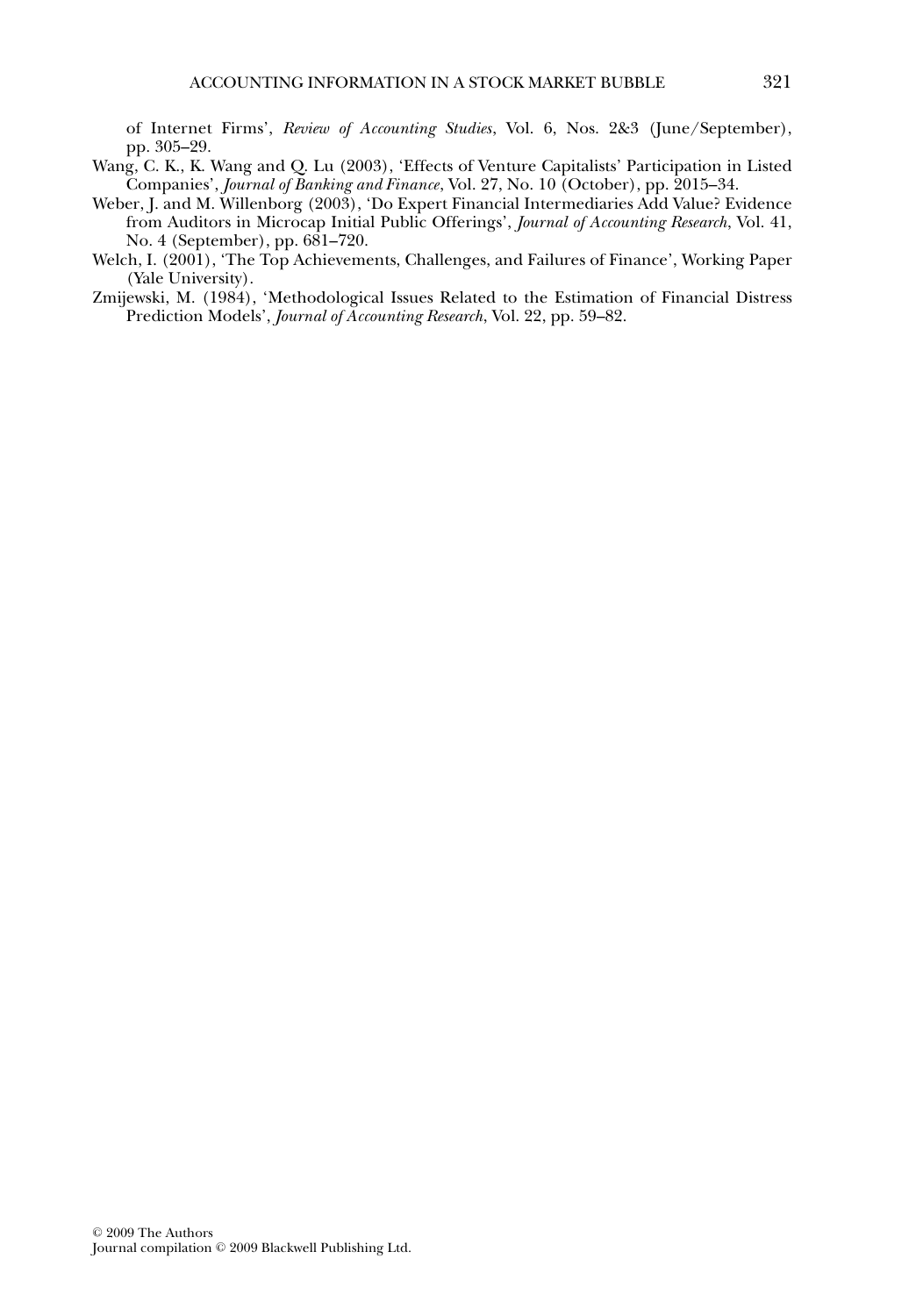of Internet Firms', *Review of Accounting Studies*, Vol. 6, Nos. 2&3 (June/September), pp. 305–29.

Wang, C. K., K. Wang and Q. Lu (2003), 'Effects of Venture Capitalists' Participation in Listed Companies', *Journal of Banking and Finance*, Vol. 27, No. 10 (October), pp. 2015–34.

Weber, J. and M. Willenborg (2003), 'Do Expert Financial Intermediaries Add Value? Evidence from Auditors in Microcap Initial Public Offerings', *Journal of Accounting Research*, Vol. 41, No. 4 (September), pp. 681–720.

Welch, I. (2001), 'The Top Achievements, Challenges, and Failures of Finance', Working Paper (Yale University).

Zmijewski, M. (1984), 'Methodological Issues Related to the Estimation of Financial Distress Prediction Models', *Journal of Accounting Research*, Vol. 22, pp. 59–82.